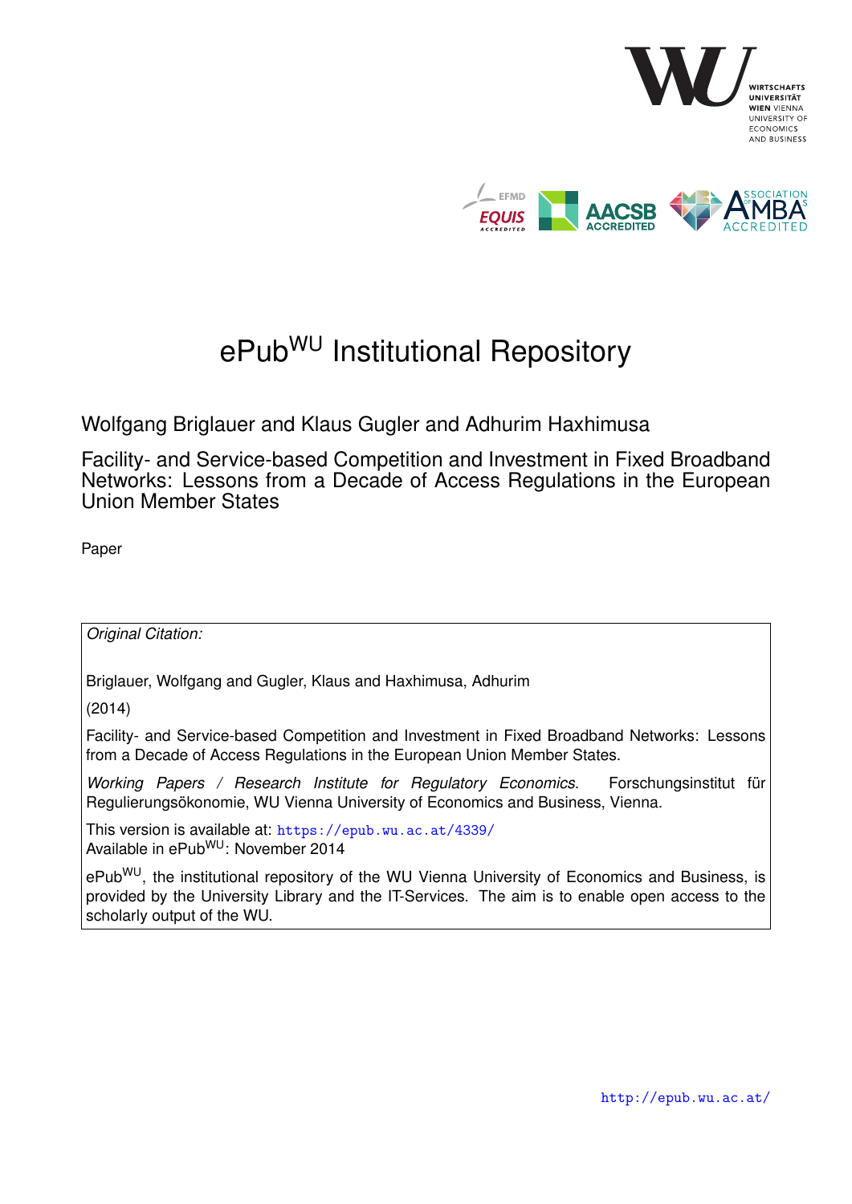# ePub$^{\text{WU}}$ Institutional Repository

Wolfgang Briglauer and Klaus Gugler and Adhurim Haxhimusa

Facility- and Service-based Competition and Investment in Fixed Broadband Networks: Lessons from a Decade of Access Regulations in the European Union Member States

Paper

*Original Citation:*

Briglauer, Wolfgang and Gugler, Klaus and Haxhimusa, Adhurim

(2014)

Facility- and Service-based Competition and Investment in Fixed Broadband Networks: Lessons from a Decade of Access Regulations in the European Union Member States.

*Working Papers / Research Institute for Regulatory Economics*. Forschungsinstitut für Regulierungsökonomie, WU Vienna University of Economics and Business, Vienna.

This version is available at: https://epub.wu.ac.at/4339/
Available in ePub$^{\text{WU}}$: November 2014

ePub$^{\text{WU}}$, the institutional repository of the WU Vienna University of Economics and Business, is provided by the University Library and the IT-Services. The aim is to enable open access to the scholarly output of the WU.

http://epub.wu.ac.at/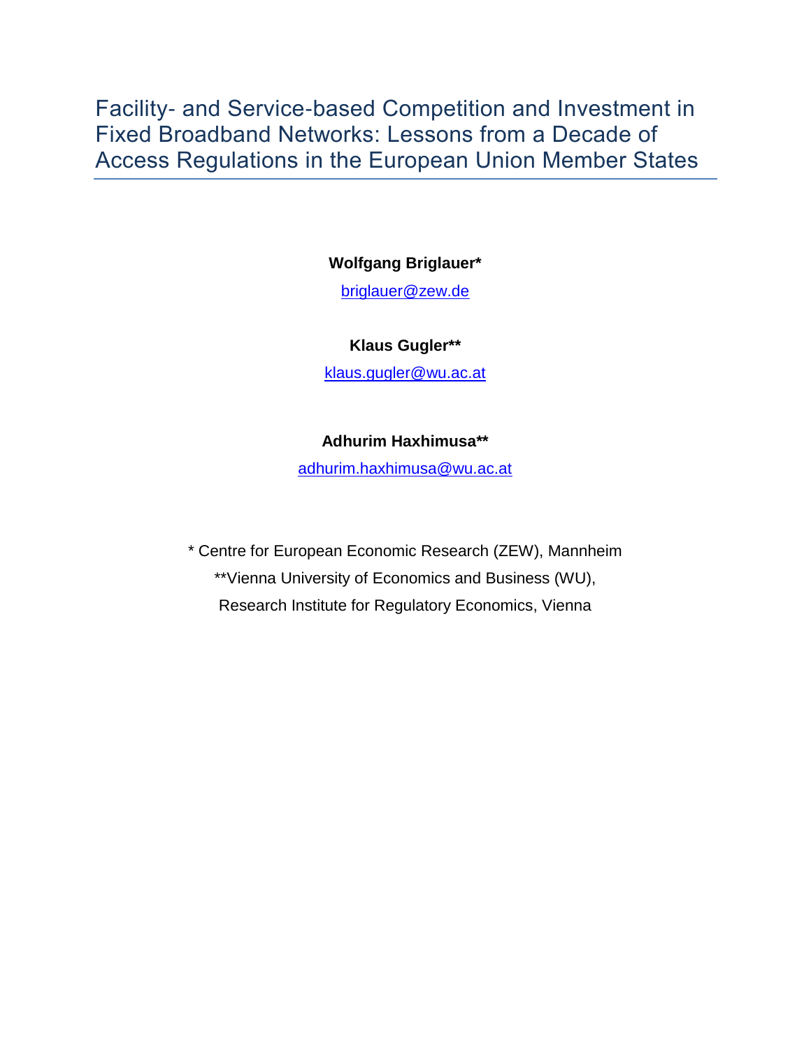# Facility- and Service-based Competition and Investment in Fixed Broadband Networks: Lessons from a Decade of Access Regulations in the European Union Member States

**Wolfgang Briglauer***

briglauer@zew.de

**Klaus Gugler****

klaus.gugler@wu.ac.at

**Adhurim Haxhimusa****

adhurim.haxhimusa@wu.ac.at

\* Centre for European Economic Research (ZEW), Mannheim

**Vienna University of Economics and Business (WU),

Research Institute for Regulatory Economics, Vienna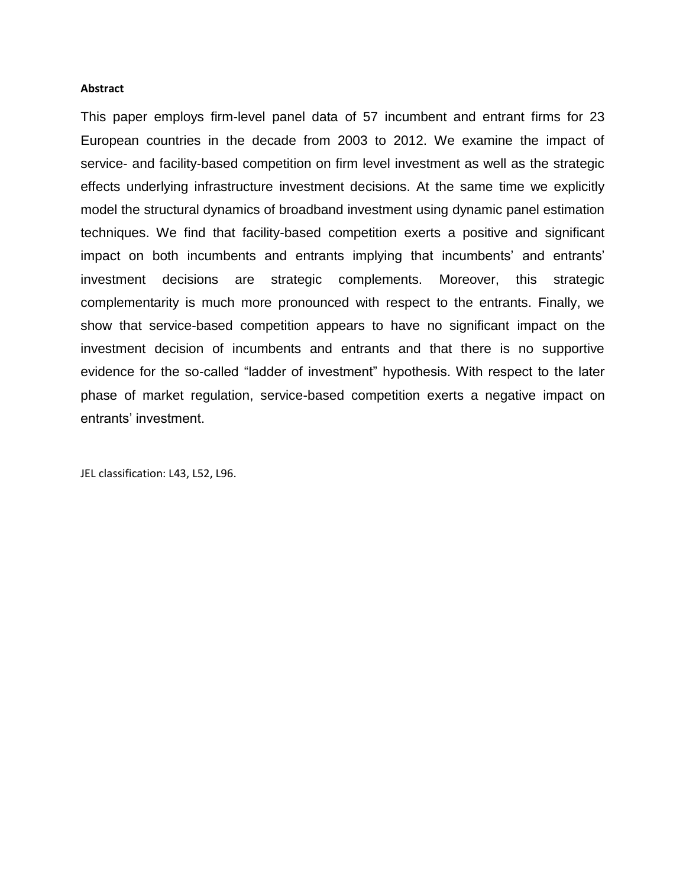**Abstract**

This paper employs firm-level panel data of 57 incumbent and entrant firms for 23 European countries in the decade from 2003 to 2012. We examine the impact of service- and facility-based competition on firm level investment as well as the strategic effects underlying infrastructure investment decisions. At the same time we explicitly model the structural dynamics of broadband investment using dynamic panel estimation techniques. We find that facility-based competition exerts a positive and significant impact on both incumbents and entrants implying that incumbents' and entrants' investment decisions are strategic complements. Moreover, this strategic complementarity is much more pronounced with respect to the entrants. Finally, we show that service-based competition appears to have no significant impact on the investment decision of incumbents and entrants and that there is no supportive evidence for the so-called "ladder of investment" hypothesis. With respect to the later phase of market regulation, service-based competition exerts a negative impact on entrants' investment.

JEL classification: L43, L52, L96.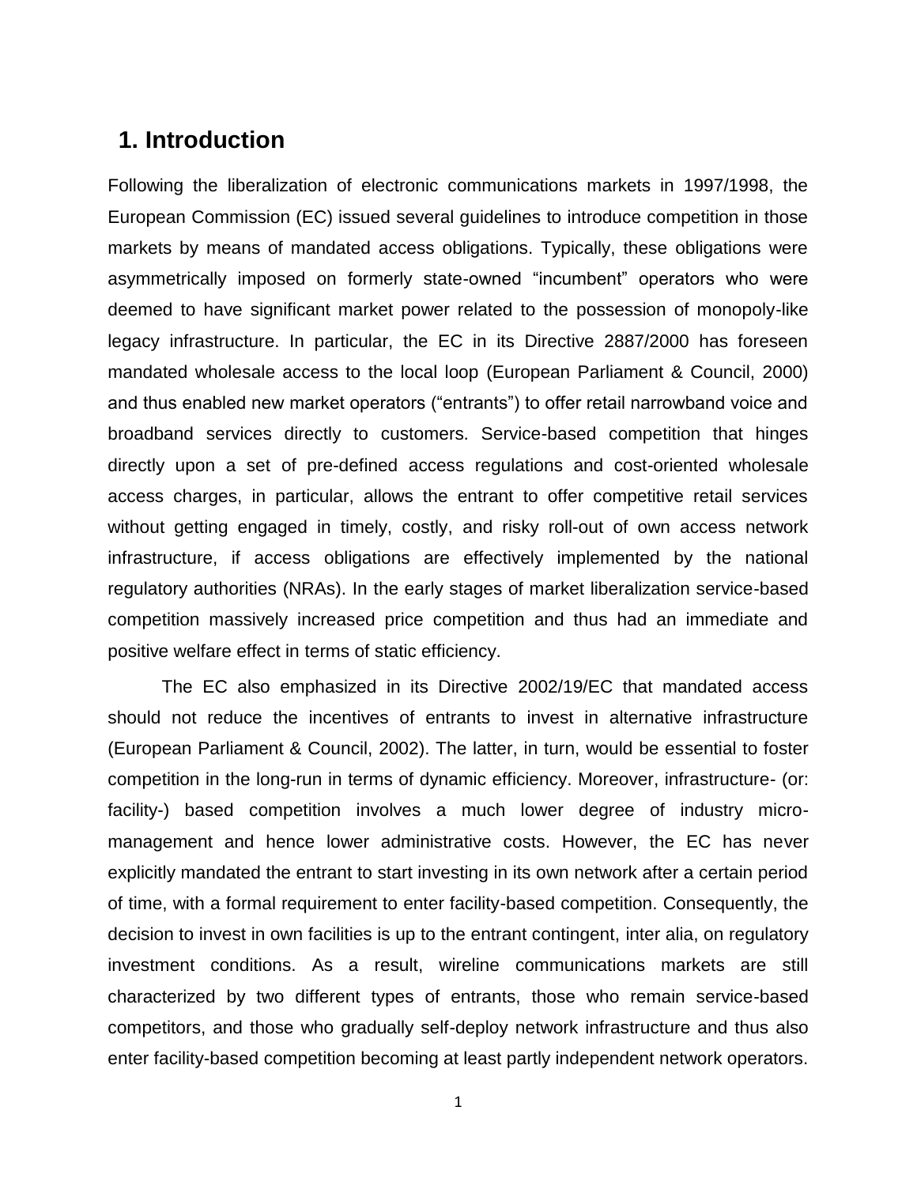# 1. Introduction

Following the liberalization of electronic communications markets in 1997/1998, the European Commission (EC) issued several guidelines to introduce competition in those markets by means of mandated access obligations. Typically, these obligations were asymmetrically imposed on formerly state-owned "incumbent" operators who were deemed to have significant market power related to the possession of monopoly-like legacy infrastructure. In particular, the EC in its Directive 2887/2000 has foreseen mandated wholesale access to the local loop (European Parliament & Council, 2000) and thus enabled new market operators ("entrants") to offer retail narrowband voice and broadband services directly to customers. Service-based competition that hinges directly upon a set of pre-defined access regulations and cost-oriented wholesale access charges, in particular, allows the entrant to offer competitive retail services without getting engaged in timely, costly, and risky roll-out of own access network infrastructure, if access obligations are effectively implemented by the national regulatory authorities (NRAs). In the early stages of market liberalization service-based competition massively increased price competition and thus had an immediate and positive welfare effect in terms of static efficiency.

The EC also emphasized in its Directive 2002/19/EC that mandated access should not reduce the incentives of entrants to invest in alternative infrastructure (European Parliament & Council, 2002). The latter, in turn, would be essential to foster competition in the long-run in terms of dynamic efficiency. Moreover, infrastructure- (or: facility-) based competition involves a much lower degree of industry micro-management and hence lower administrative costs. However, the EC has never explicitly mandated the entrant to start investing in its own network after a certain period of time, with a formal requirement to enter facility-based competition. Consequently, the decision to invest in own facilities is up to the entrant contingent, inter alia, on regulatory investment conditions. As a result, wireline communications markets are still characterized by two different types of entrants, those who remain service-based competitors, and those who gradually self-deploy network infrastructure and thus also enter facility-based competition becoming at least partly independent network operators.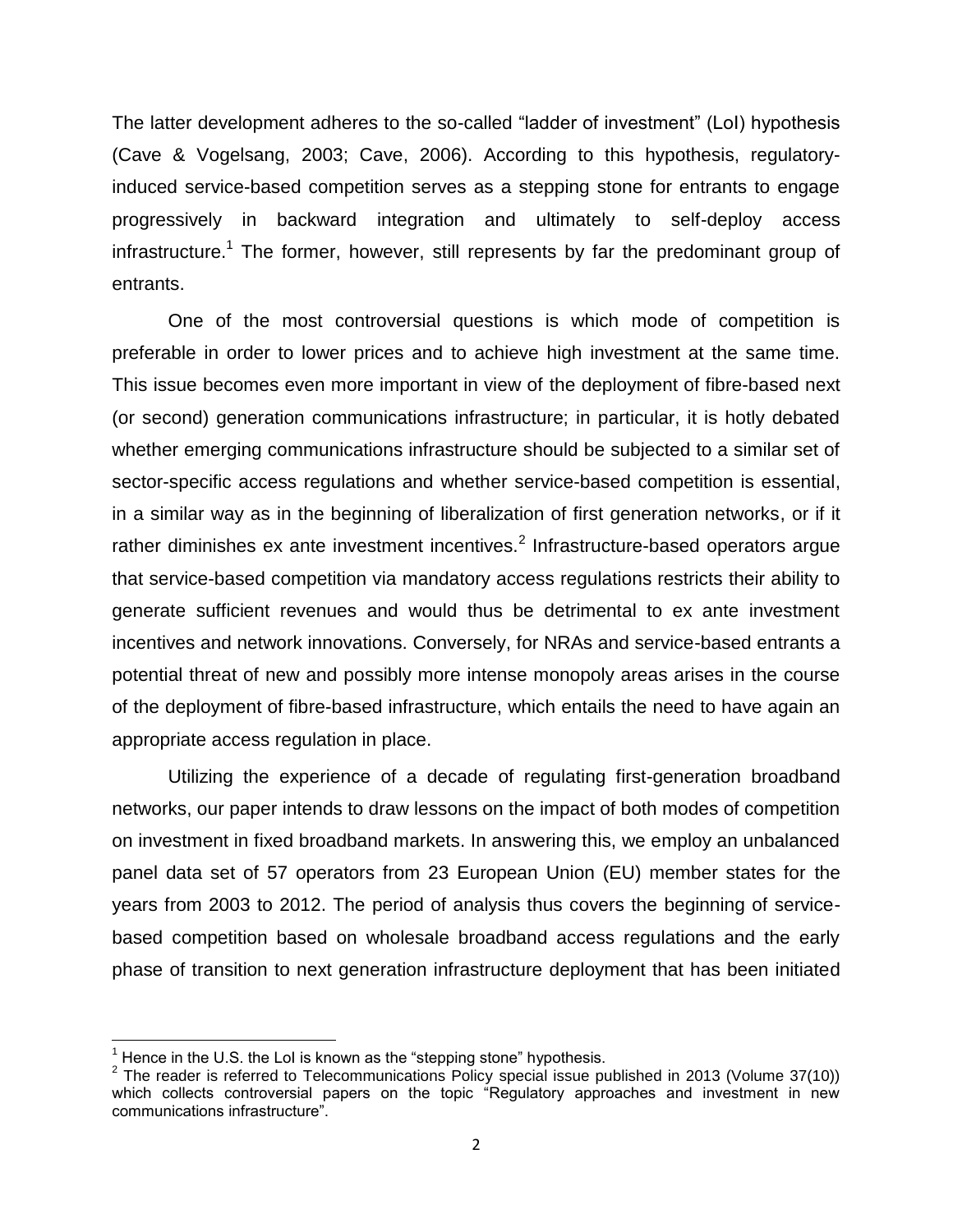The latter development adheres to the so-called "ladder of investment" (LoI) hypothesis (Cave & Vogelsang, 2003; Cave, 2006). According to this hypothesis, regulatory-induced service-based competition serves as a stepping stone for entrants to engage progressively in backward integration and ultimately to self-deploy access infrastructure.[1] The former, however, still represents by far the predominant group of entrants.

One of the most controversial questions is which mode of competition is preferable in order to lower prices and to achieve high investment at the same time. This issue becomes even more important in view of the deployment of fibre-based next (or second) generation communications infrastructure; in particular, it is hotly debated whether emerging communications infrastructure should be subjected to a similar set of sector-specific access regulations and whether service-based competition is essential, in a similar way as in the beginning of liberalization of first generation networks, or if it rather diminishes ex ante investment incentives.[2] Infrastructure-based operators argue that service-based competition via mandatory access regulations restricts their ability to generate sufficient revenues and would thus be detrimental to ex ante investment incentives and network innovations. Conversely, for NRAs and service-based entrants a potential threat of new and possibly more intense monopoly areas arises in the course of the deployment of fibre-based infrastructure, which entails the need to have again an appropriate access regulation in place.

Utilizing the experience of a decade of regulating first-generation broadband networks, our paper intends to draw lessons on the impact of both modes of competition on investment in fixed broadband markets. In answering this, we employ an unbalanced panel data set of 57 operators from 23 European Union (EU) member states for the years from 2003 to 2012. The period of analysis thus covers the beginning of service-based competition based on wholesale broadband access regulations and the early phase of transition to next generation infrastructure deployment that has been initiated

---

[1] Hence in the U.S. the LoI is known as the "stepping stone" hypothesis.

[2] The reader is referred to Telecommunications Policy special issue published in 2013 (Volume 37(10)) which collects controversial papers on the topic "Regulatory approaches and investment in new communications infrastructure".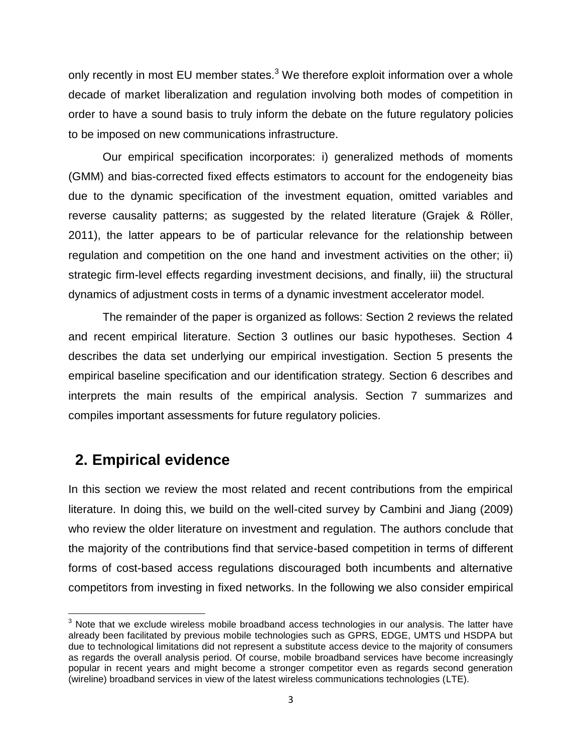only recently in most EU member states.[3] We therefore exploit information over a whole decade of market liberalization and regulation involving both modes of competition in order to have a sound basis to truly inform the debate on the future regulatory policies to be imposed on new communications infrastructure.

Our empirical specification incorporates: i) generalized methods of moments (GMM) and bias-corrected fixed effects estimators to account for the endogeneity bias due to the dynamic specification of the investment equation, omitted variables and reverse causality patterns; as suggested by the related literature (Grajek & Röller, 2011), the latter appears to be of particular relevance for the relationship between regulation and competition on the one hand and investment activities on the other; ii) strategic firm-level effects regarding investment decisions, and finally, iii) the structural dynamics of adjustment costs in terms of a dynamic investment accelerator model.

The remainder of the paper is organized as follows: Section 2 reviews the related and recent empirical literature. Section 3 outlines our basic hypotheses. Section 4 describes the data set underlying our empirical investigation. Section 5 presents the empirical baseline specification and our identification strategy. Section 6 describes and interprets the main results of the empirical analysis. Section 7 summarizes and compiles important assessments for future regulatory policies.

## 2. Empirical evidence

In this section we review the most related and recent contributions from the empirical literature. In doing this, we build on the well-cited survey by Cambini and Jiang (2009) who review the older literature on investment and regulation. The authors conclude that the majority of the contributions find that service-based competition in terms of different forms of cost-based access regulations discouraged both incumbents and alternative competitors from investing in fixed networks. In the following we also consider empirical

[3] Note that we exclude wireless mobile broadband access technologies in our analysis. The latter have already been facilitated by previous mobile technologies such as GPRS, EDGE, UMTS und HSDPA but due to technological limitations did not represent a substitute access device to the majority of consumers as regards the overall analysis period. Of course, mobile broadband services have become increasingly popular in recent years and might become a stronger competitor even as regards second generation (wireline) broadband services in view of the latest wireless communications technologies (LTE).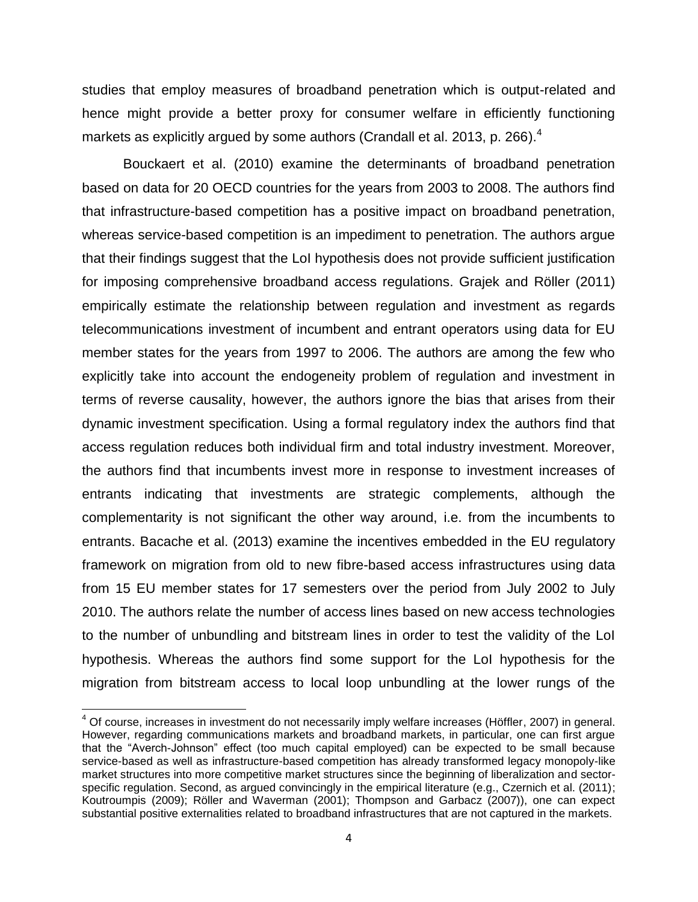studies that employ measures of broadband penetration which is output-related and hence might provide a better proxy for consumer welfare in efficiently functioning markets as explicitly argued by some authors (Crandall et al. 2013, p. 266).[4]

Bouckaert et al. (2010) examine the determinants of broadband penetration based on data for 20 OECD countries for the years from 2003 to 2008. The authors find that infrastructure-based competition has a positive impact on broadband penetration, whereas service-based competition is an impediment to penetration. The authors argue that their findings suggest that the LoI hypothesis does not provide sufficient justification for imposing comprehensive broadband access regulations. Grajek and Röller (2011) empirically estimate the relationship between regulation and investment as regards telecommunications investment of incumbent and entrant operators using data for EU member states for the years from 1997 to 2006. The authors are among the few who explicitly take into account the endogeneity problem of regulation and investment in terms of reverse causality, however, the authors ignore the bias that arises from their dynamic investment specification. Using a formal regulatory index the authors find that access regulation reduces both individual firm and total industry investment. Moreover, the authors find that incumbents invest more in response to investment increases of entrants indicating that investments are strategic complements, although the complementarity is not significant the other way around, i.e. from the incumbents to entrants. Bacache et al. (2013) examine the incentives embedded in the EU regulatory framework on migration from old to new fibre-based access infrastructures using data from 15 EU member states for 17 semesters over the period from July 2002 to July 2010. The authors relate the number of access lines based on new access technologies to the number of unbundling and bitstream lines in order to test the validity of the LoI hypothesis. Whereas the authors find some support for the LoI hypothesis for the migration from bitstream access to local loop unbundling at the lower rungs of the

[4] Of course, increases in investment do not necessarily imply welfare increases (Höffler, 2007) in general. However, regarding communications markets and broadband markets, in particular, one can first argue that the "Averch-Johnson" effect (too much capital employed) can be expected to be small because service-based as well as infrastructure-based competition has already transformed legacy monopoly-like market structures into more competitive market structures since the beginning of liberalization and sector-specific regulation. Second, as argued convincingly in the empirical literature (e.g., Czernich et al. (2011); Koutroumpis (2009); Röller and Waverman (2001); Thompson and Garbacz (2007)), one can expect substantial positive externalities related to broadband infrastructures that are not captured in the markets.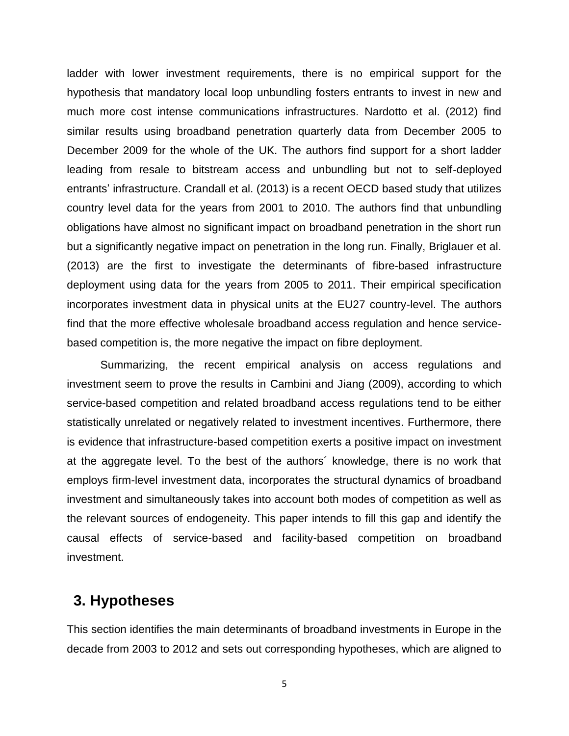ladder with lower investment requirements, there is no empirical support for the hypothesis that mandatory local loop unbundling fosters entrants to invest in new and much more cost intense communications infrastructures. Nardotto et al. (2012) find similar results using broadband penetration quarterly data from December 2005 to December 2009 for the whole of the UK. The authors find support for a short ladder leading from resale to bitstream access and unbundling but not to self-deployed entrants' infrastructure. Crandall et al. (2013) is a recent OECD based study that utilizes country level data for the years from 2001 to 2010. The authors find that unbundling obligations have almost no significant impact on broadband penetration in the short run but a significantly negative impact on penetration in the long run. Finally, Briglauer et al. (2013) are the first to investigate the determinants of fibre-based infrastructure deployment using data for the years from 2005 to 2011. Their empirical specification incorporates investment data in physical units at the EU27 country-level. The authors find that the more effective wholesale broadband access regulation and hence service-based competition is, the more negative the impact on fibre deployment.

Summarizing, the recent empirical analysis on access regulations and investment seem to prove the results in Cambini and Jiang (2009), according to which service-based competition and related broadband access regulations tend to be either statistically unrelated or negatively related to investment incentives. Furthermore, there is evidence that infrastructure-based competition exerts a positive impact on investment at the aggregate level. To the best of the authors´ knowledge, there is no work that employs firm-level investment data, incorporates the structural dynamics of broadband investment and simultaneously takes into account both modes of competition as well as the relevant sources of endogeneity. This paper intends to fill this gap and identify the causal effects of service-based and facility-based competition on broadband investment.

## 3. Hypotheses

This section identifies the main determinants of broadband investments in Europe in the decade from 2003 to 2012 and sets out corresponding hypotheses, which are aligned to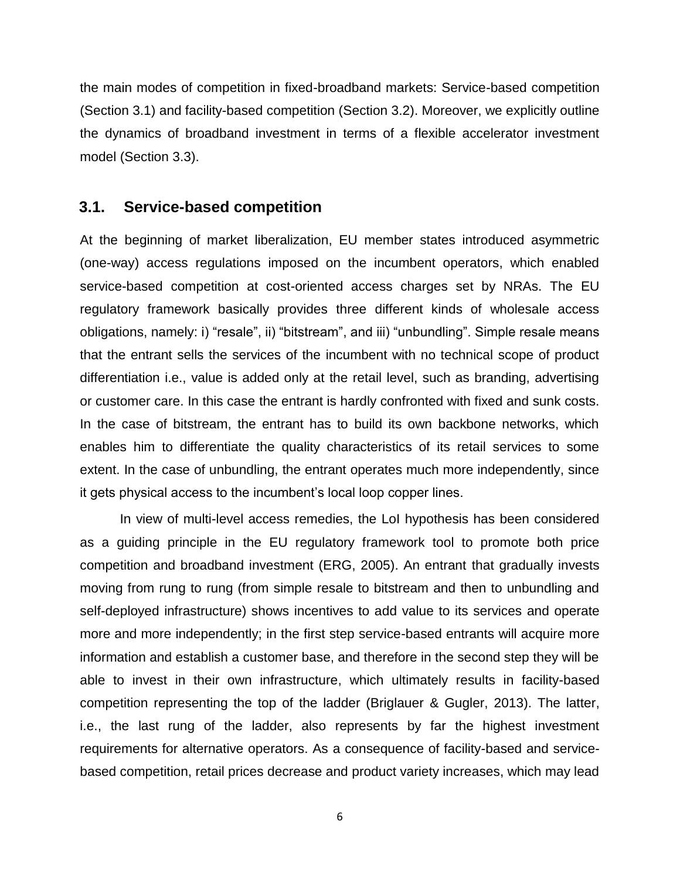the main modes of competition in fixed-broadband markets: Service-based competition (Section 3.1) and facility-based competition (Section 3.2). Moreover, we explicitly outline the dynamics of broadband investment in terms of a flexible accelerator investment model (Section 3.3).

## 3.1. Service-based competition

At the beginning of market liberalization, EU member states introduced asymmetric (one-way) access regulations imposed on the incumbent operators, which enabled service-based competition at cost-oriented access charges set by NRAs. The EU regulatory framework basically provides three different kinds of wholesale access obligations, namely: i) “resale”, ii) “bitstream”, and iii) “unbundling”. Simple resale means that the entrant sells the services of the incumbent with no technical scope of product differentiation i.e., value is added only at the retail level, such as branding, advertising or customer care. In this case the entrant is hardly confronted with fixed and sunk costs. In the case of bitstream, the entrant has to build its own backbone networks, which enables him to differentiate the quality characteristics of its retail services to some extent. In the case of unbundling, the entrant operates much more independently, since it gets physical access to the incumbent’s local loop copper lines.

In view of multi-level access remedies, the LoI hypothesis has been considered as a guiding principle in the EU regulatory framework tool to promote both price competition and broadband investment (ERG, 2005). An entrant that gradually invests moving from rung to rung (from simple resale to bitstream and then to unbundling and self-deployed infrastructure) shows incentives to add value to its services and operate more and more independently; in the first step service-based entrants will acquire more information and establish a customer base, and therefore in the second step they will be able to invest in their own infrastructure, which ultimately results in facility-based competition representing the top of the ladder (Briglauer & Gugler, 2013). The latter, i.e., the last rung of the ladder, also represents by far the highest investment requirements for alternative operators. As a consequence of facility-based and service-based competition, retail prices decrease and product variety increases, which may lead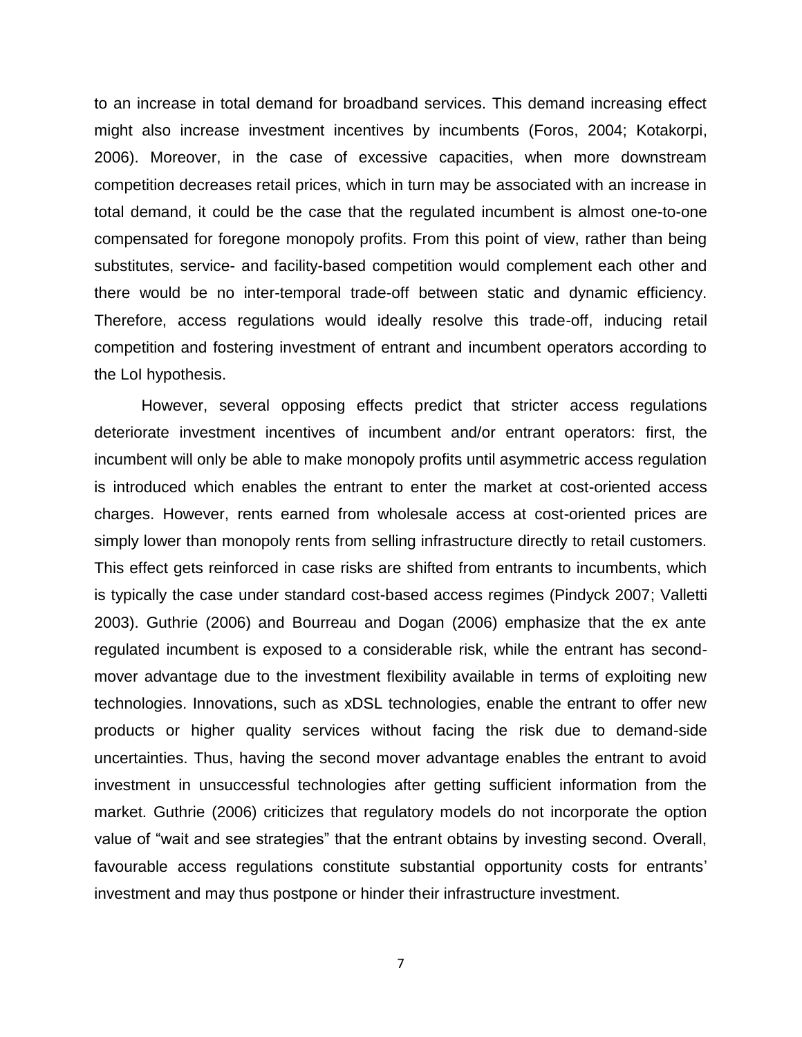to an increase in total demand for broadband services. This demand increasing effect might also increase investment incentives by incumbents (Foros, 2004; Kotakorpi, 2006). Moreover, in the case of excessive capacities, when more downstream competition decreases retail prices, which in turn may be associated with an increase in total demand, it could be the case that the regulated incumbent is almost one-to-one compensated for foregone monopoly profits. From this point of view, rather than being substitutes, service- and facility-based competition would complement each other and there would be no inter-temporal trade-off between static and dynamic efficiency. Therefore, access regulations would ideally resolve this trade-off, inducing retail competition and fostering investment of entrant and incumbent operators according to the LoI hypothesis.

However, several opposing effects predict that stricter access regulations deteriorate investment incentives of incumbent and/or entrant operators: first, the incumbent will only be able to make monopoly profits until asymmetric access regulation is introduced which enables the entrant to enter the market at cost-oriented access charges. However, rents earned from wholesale access at cost-oriented prices are simply lower than monopoly rents from selling infrastructure directly to retail customers. This effect gets reinforced in case risks are shifted from entrants to incumbents, which is typically the case under standard cost-based access regimes (Pindyck 2007; Valletti 2003). Guthrie (2006) and Bourreau and Dogan (2006) emphasize that the ex ante regulated incumbent is exposed to a considerable risk, while the entrant has second-mover advantage due to the investment flexibility available in terms of exploiting new technologies. Innovations, such as xDSL technologies, enable the entrant to offer new products or higher quality services without facing the risk due to demand-side uncertainties. Thus, having the second mover advantage enables the entrant to avoid investment in unsuccessful technologies after getting sufficient information from the market. Guthrie (2006) criticizes that regulatory models do not incorporate the option value of "wait and see strategies" that the entrant obtains by investing second. Overall, favourable access regulations constitute substantial opportunity costs for entrants' investment and may thus postpone or hinder their infrastructure investment.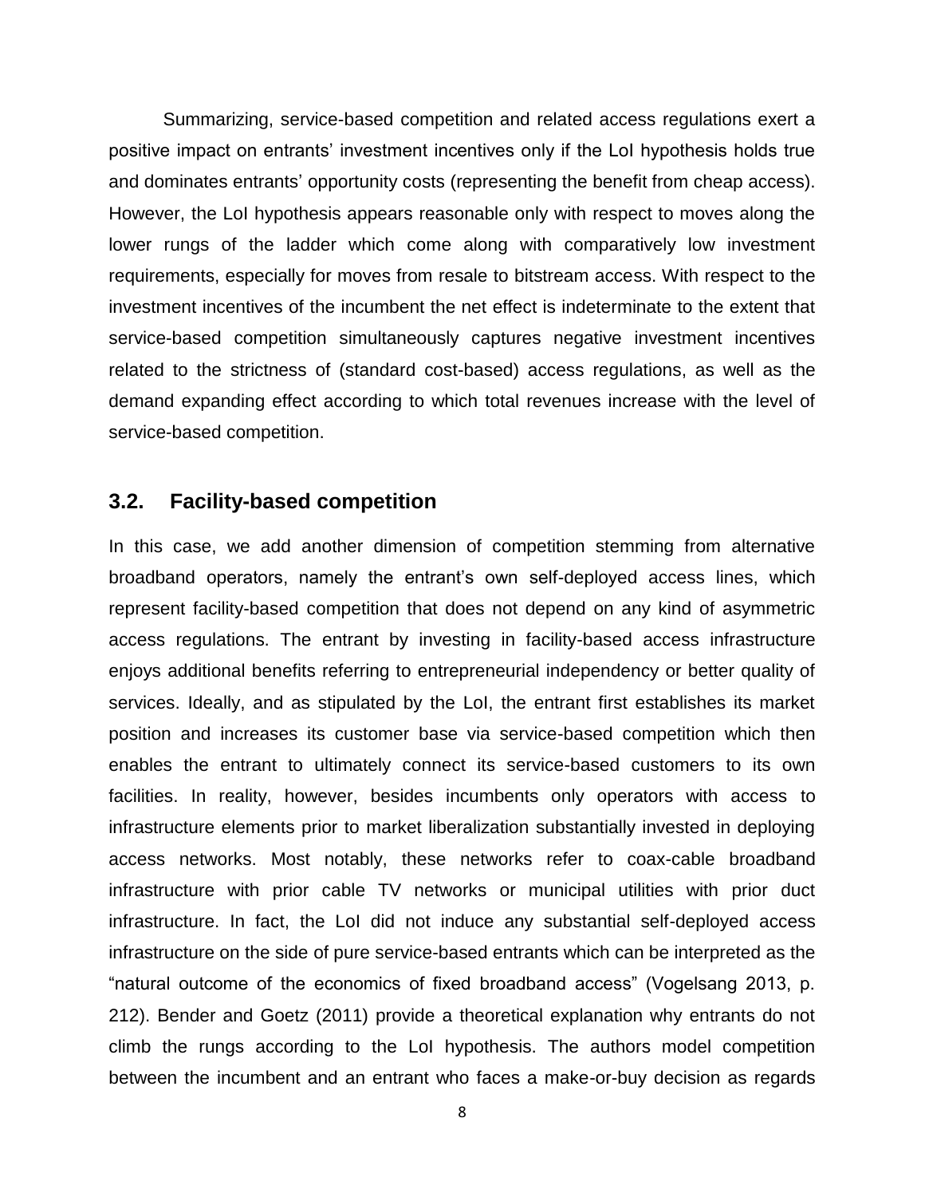Summarizing, service-based competition and related access regulations exert a positive impact on entrants' investment incentives only if the LoI hypothesis holds true and dominates entrants' opportunity costs (representing the benefit from cheap access). However, the LoI hypothesis appears reasonable only with respect to moves along the lower rungs of the ladder which come along with comparatively low investment requirements, especially for moves from resale to bitstream access. With respect to the investment incentives of the incumbent the net effect is indeterminate to the extent that service-based competition simultaneously captures negative investment incentives related to the strictness of (standard cost-based) access regulations, as well as the demand expanding effect according to which total revenues increase with the level of service-based competition.

## 3.2. Facility-based competition

In this case, we add another dimension of competition stemming from alternative broadband operators, namely the entrant's own self-deployed access lines, which represent facility-based competition that does not depend on any kind of asymmetric access regulations. The entrant by investing in facility-based access infrastructure enjoys additional benefits referring to entrepreneurial independency or better quality of services. Ideally, and as stipulated by the LoI, the entrant first establishes its market position and increases its customer base via service-based competition which then enables the entrant to ultimately connect its service-based customers to its own facilities. In reality, however, besides incumbents only operators with access to infrastructure elements prior to market liberalization substantially invested in deploying access networks. Most notably, these networks refer to coax-cable broadband infrastructure with prior cable TV networks or municipal utilities with prior duct infrastructure. In fact, the LoI did not induce any substantial self-deployed access infrastructure on the side of pure service-based entrants which can be interpreted as the "natural outcome of the economics of fixed broadband access" (Vogelsang 2013, p. 212). Bender and Goetz (2011) provide a theoretical explanation why entrants do not climb the rungs according to the LoI hypothesis. The authors model competition between the incumbent and an entrant who faces a make-or-buy decision as regards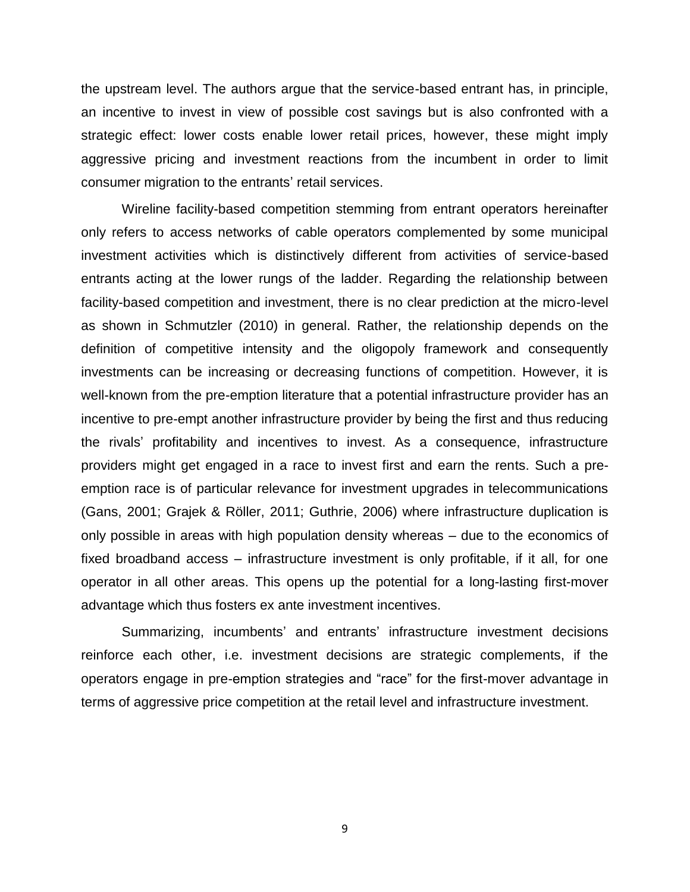the upstream level. The authors argue that the service-based entrant has, in principle, an incentive to invest in view of possible cost savings but is also confronted with a strategic effect: lower costs enable lower retail prices, however, these might imply aggressive pricing and investment reactions from the incumbent in order to limit consumer migration to the entrants' retail services.

Wireline facility-based competition stemming from entrant operators hereinafter only refers to access networks of cable operators complemented by some municipal investment activities which is distinctively different from activities of service-based entrants acting at the lower rungs of the ladder. Regarding the relationship between facility-based competition and investment, there is no clear prediction at the micro-level as shown in Schmutzler (2010) in general. Rather, the relationship depends on the definition of competitive intensity and the oligopoly framework and consequently investments can be increasing or decreasing functions of competition. However, it is well-known from the pre-emption literature that a potential infrastructure provider has an incentive to pre-empt another infrastructure provider by being the first and thus reducing the rivals' profitability and incentives to invest. As a consequence, infrastructure providers might get engaged in a race to invest first and earn the rents. Such a pre-emption race is of particular relevance for investment upgrades in telecommunications (Gans, 2001; Grajek & Röller, 2011; Guthrie, 2006) where infrastructure duplication is only possible in areas with high population density whereas – due to the economics of fixed broadband access – infrastructure investment is only profitable, if it all, for one operator in all other areas. This opens up the potential for a long-lasting first-mover advantage which thus fosters ex ante investment incentives.

Summarizing, incumbents' and entrants' infrastructure investment decisions reinforce each other, i.e. investment decisions are strategic complements, if the operators engage in pre-emption strategies and "race" for the first-mover advantage in terms of aggressive price competition at the retail level and infrastructure investment.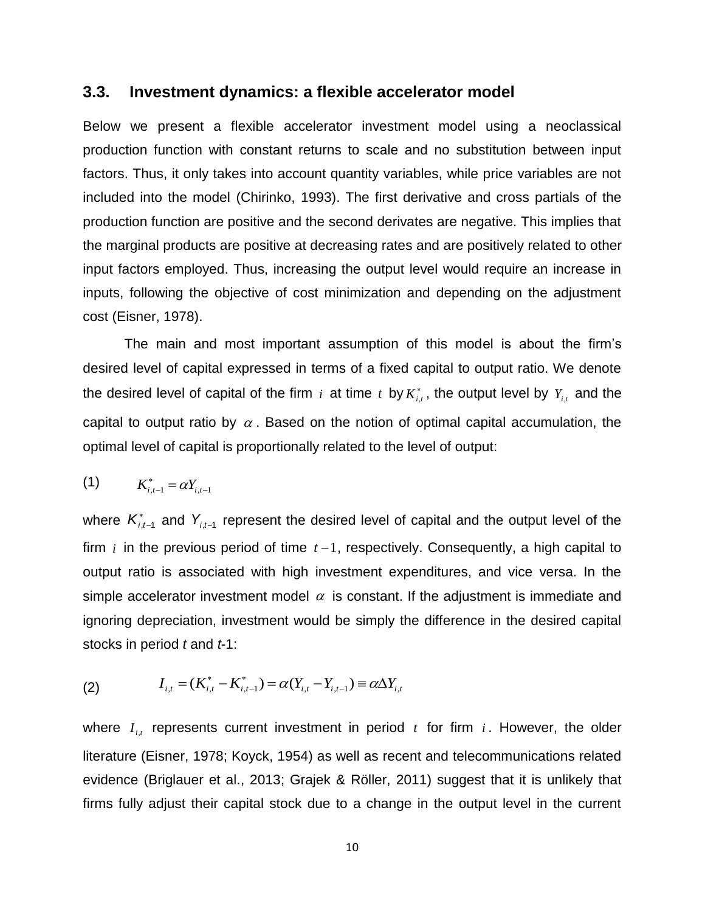### 3.3. Investment dynamics: a flexible accelerator model

Below we present a flexible accelerator investment model using a neoclassical production function with constant returns to scale and no substitution between input factors. Thus, it only takes into account quantity variables, while price variables are not included into the model (Chirinko, 1993). The first derivative and cross partials of the production function are positive and the second derivates are negative. This implies that the marginal products are positive at decreasing rates and are positively related to other input factors employed. Thus, increasing the output level would require an increase in inputs, following the objective of cost minimization and depending on the adjustment cost (Eisner, 1978).

The main and most important assumption of this model is about the firm's desired level of capital expressed in terms of a fixed capital to output ratio. We denote the desired level of capital of the firm $i$ at time $t$ by $K_{i,t}^{*}$, the output level by $Y_{i,t}$ and the capital to output ratio by $\alpha$. Based on the notion of optimal capital accumulation, the optimal level of capital is proportionally related to the level of output:

$$K_{i,t-1}^{*} = \alpha Y_{i,t-1} \tag{1}$$

where $K_{i,t-1}^{*}$ and $Y_{i,t-1}$ represent the desired level of capital and the output level of the firm $i$ in the previous period of time $t-1$, respectively. Consequently, a high capital to output ratio is associated with high investment expenditures, and vice versa. In the simple accelerator investment model $\alpha$ is constant. If the adjustment is immediate and ignoring depreciation, investment would be simply the difference in the desired capital stocks in period *t* and *t*-1:

$$I_{i,t} = (K_{i,t}^{*} - K_{i,t-1}^{*}) = \alpha(Y_{i,t} - Y_{i,t-1}) \equiv \alpha \Delta Y_{i,t} \tag{2}$$

where $I_{i,t}$ represents current investment in period $t$ for firm $i$. However, the older literature (Eisner, 1978; Koyck, 1954) as well as recent and telecommunications related evidence (Briglauer et al., 2013; Grajek & Röller, 2011) suggest that it is unlikely that firms fully adjust their capital stock due to a change in the output level in the current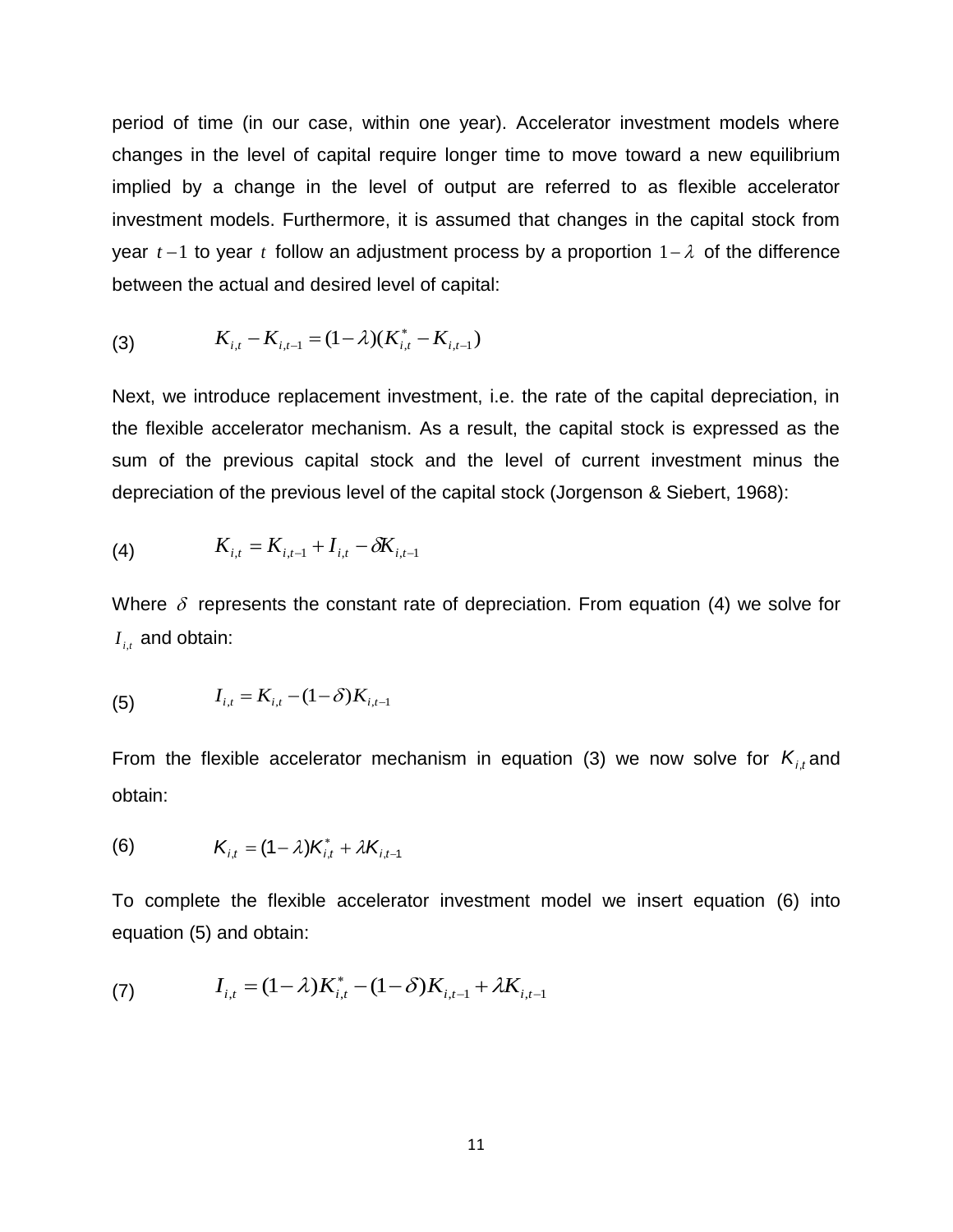period of time (in our case, within one year). Accelerator investment models where changes in the level of capital require longer time to move toward a new equilibrium implied by a change in the level of output are referred to as flexible accelerator investment models. Furthermore, it is assumed that changes in the capital stock from year $t-1$ to year $t$ follow an adjustment process by a proportion $1-\lambda$ of the difference between the actual and desired level of capital:

$$K_{i,t} - K_{i,t-1} = (1-\lambda)(K_{i,t}^{*} - K_{i,t-1}) \quad (3)$$

Next, we introduce replacement investment, i.e. the rate of the capital depreciation, in the flexible accelerator mechanism. As a result, the capital stock is expressed as the sum of the previous capital stock and the level of current investment minus the depreciation of the previous level of the capital stock (Jorgenson & Siebert, 1968):

$$K_{i,t} = K_{i,t-1} + I_{i,t} - \delta K_{i,t-1} \quad (4)$$

Where $\delta$ represents the constant rate of depreciation. From equation (4) we solve for $I_{i,t}$ and obtain:

$$I_{i,t} = K_{i,t} - (1-\delta)K_{i,t-1} \quad (5)$$

From the flexible accelerator mechanism in equation (3) we now solve for $K_{i,t}$ and obtain:

$$K_{i,t} = (1-\lambda)K_{i,t}^{*} + \lambda K_{i,t-1} \quad (6)$$

To complete the flexible accelerator investment model we insert equation (6) into equation (5) and obtain:

$$I_{i,t} = (1-\lambda)K_{i,t}^{*} - (1-\delta)K_{i,t-1} + \lambda K_{i,t-1} \quad (7)$$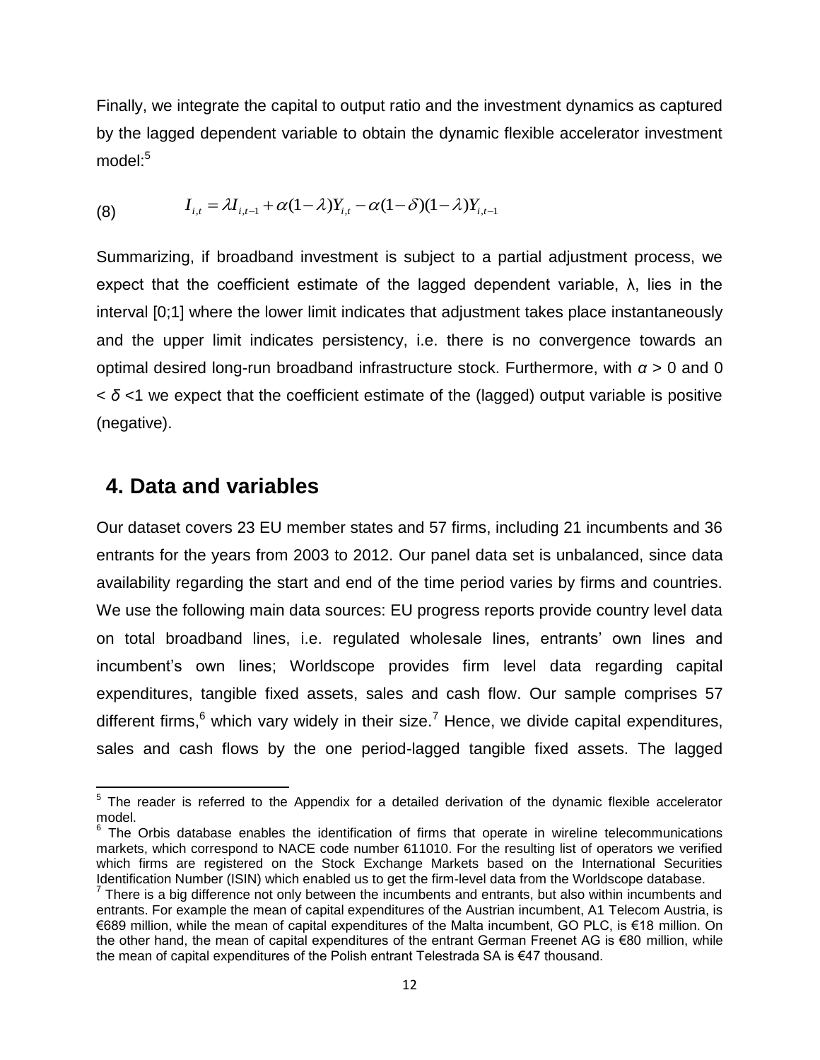Finally, we integrate the capital to output ratio and the investment dynamics as captured by the lagged dependent variable to obtain the dynamic flexible accelerator investment model:[5]

$$I_{i,t} = \lambda I_{i,t-1} + \alpha(1-\lambda)Y_{i,t} - \alpha(1-\delta)(1-\lambda)Y_{i,t-1} \tag{8}$$

Summarizing, if broadband investment is subject to a partial adjustment process, we expect that the coefficient estimate of the lagged dependent variable, $\lambda$, lies in the interval [0;1] where the lower limit indicates that adjustment takes place instantaneously and the upper limit indicates persistency, i.e. there is no convergence towards an optimal desired long-run broadband infrastructure stock. Furthermore, with $\alpha > 0$ and $0 < \delta < 1$ we expect that the coefficient estimate of the (lagged) output variable is positive (negative).

## 4. Data and variables

Our dataset covers 23 EU member states and 57 firms, including 21 incumbents and 36 entrants for the years from 2003 to 2012. Our panel data set is unbalanced, since data availability regarding the start and end of the time period varies by firms and countries. We use the following main data sources: EU progress reports provide country level data on total broadband lines, i.e. regulated wholesale lines, entrants' own lines and incumbent's own lines; Worldscope provides firm level data regarding capital expenditures, tangible fixed assets, sales and cash flow. Our sample comprises 57 different firms,[6] which vary widely in their size.[7] Hence, we divide capital expenditures, sales and cash flows by the one period-lagged tangible fixed assets. The lagged

[5] The reader is referred to the Appendix for a detailed derivation of the dynamic flexible accelerator model.

[6] The Orbis database enables the identification of firms that operate in wireline telecommunications markets, which correspond to NACE code number 611010. For the resulting list of operators we verified which firms are registered on the Stock Exchange Markets based on the International Securities Identification Number (ISIN) which enabled us to get the firm-level data from the Worldscope database.

[7] There is a big difference not only between the incumbents and entrants, but also within incumbents and entrants. For example the mean of capital expenditures of the Austrian incumbent, A1 Telecom Austria, is €689 million, while the mean of capital expenditures of the Malta incumbent, GO PLC, is €18 million. On the other hand, the mean of capital expenditures of the entrant German Freenet AG is €80 million, while the mean of capital expenditures of the Polish entrant Telestrada SA is €47 thousand.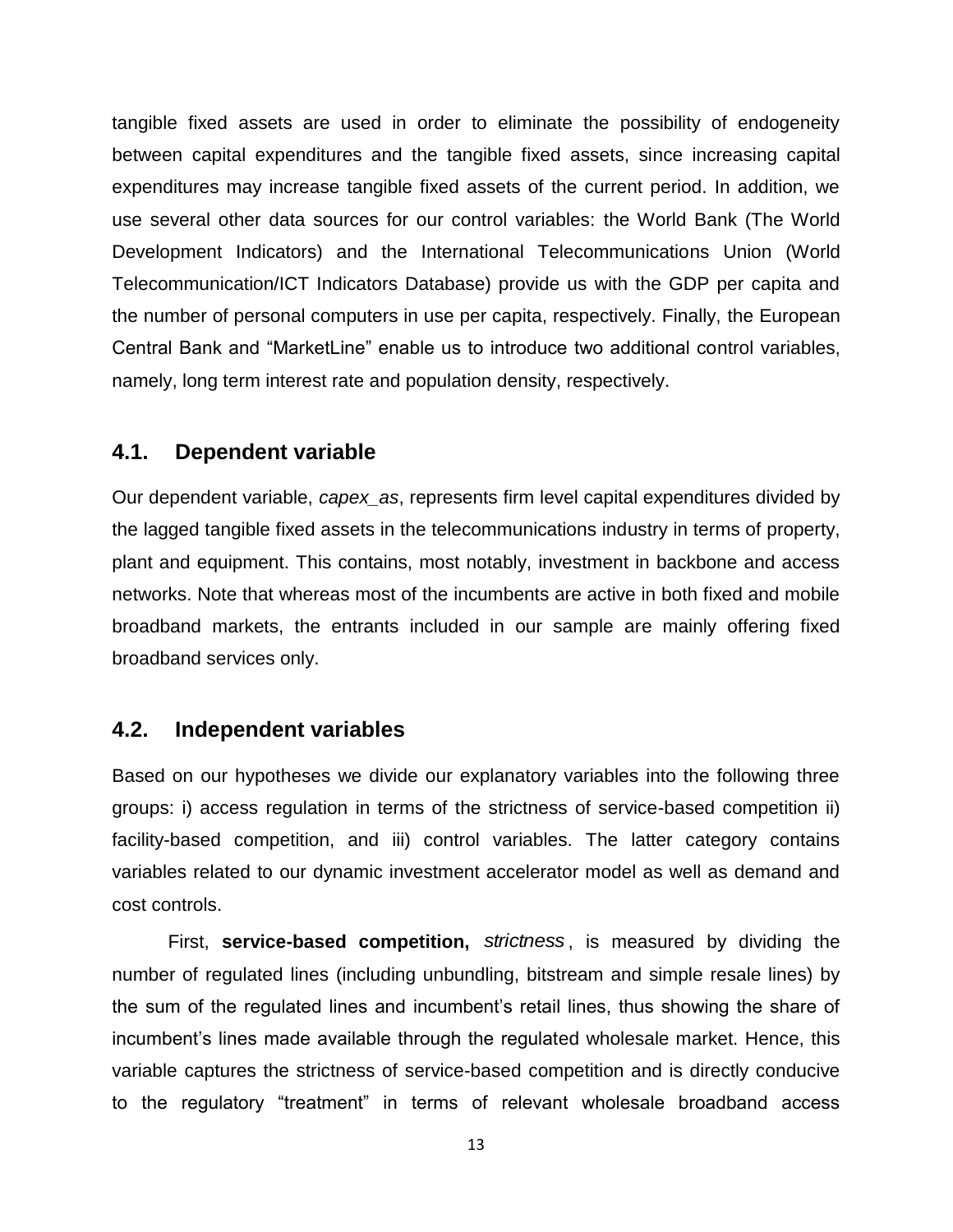tangible fixed assets are used in order to eliminate the possibility of endogeneity between capital expenditures and the tangible fixed assets, since increasing capital expenditures may increase tangible fixed assets of the current period. In addition, we use several other data sources for our control variables: the World Bank (The World Development Indicators) and the International Telecommunications Union (World Telecommunication/ICT Indicators Database) provide us with the GDP per capita and the number of personal computers in use per capita, respectively. Finally, the European Central Bank and "MarketLine" enable us to introduce two additional control variables, namely, long term interest rate and population density, respectively.

## 4.1. Dependent variable

Our dependent variable, *capex_as*, represents firm level capital expenditures divided by the lagged tangible fixed assets in the telecommunications industry in terms of property, plant and equipment. This contains, most notably, investment in backbone and access networks. Note that whereas most of the incumbents are active in both fixed and mobile broadband markets, the entrants included in our sample are mainly offering fixed broadband services only.

## 4.2. Independent variables

Based on our hypotheses we divide our explanatory variables into the following three groups: i) access regulation in terms of the strictness of service-based competition ii) facility-based competition, and iii) control variables. The latter category contains variables related to our dynamic investment accelerator model as well as demand and cost controls.

First, **service-based competition,** *strictness*, is measured by dividing the number of regulated lines (including unbundling, bitstream and simple resale lines) by the sum of the regulated lines and incumbent's retail lines, thus showing the share of incumbent's lines made available through the regulated wholesale market. Hence, this variable captures the strictness of service-based competition and is directly conducive to the regulatory "treatment" in terms of relevant wholesale broadband access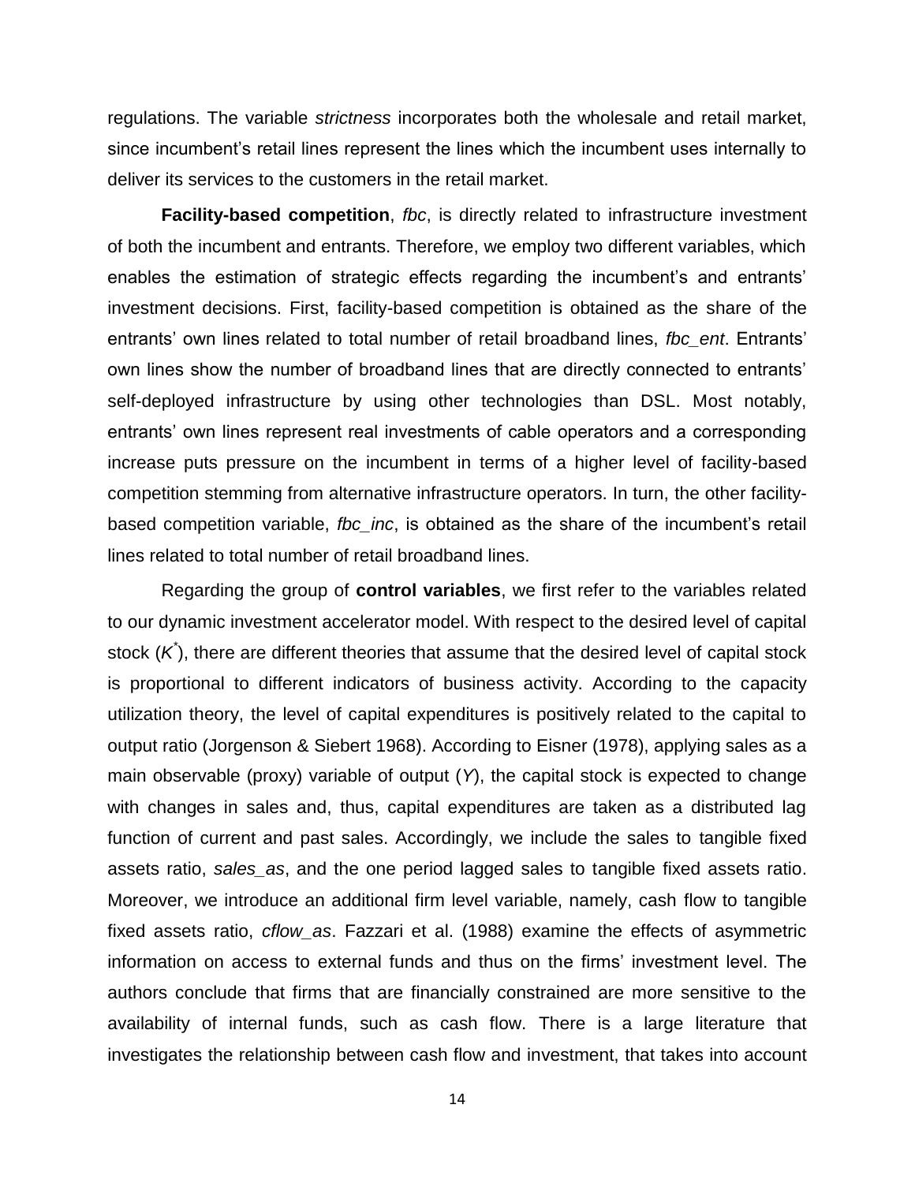regulations. The variable *strictness* incorporates both the wholesale and retail market, since incumbent's retail lines represent the lines which the incumbent uses internally to deliver its services to the customers in the retail market.

**Facility-based competition**, *fbc*, is directly related to infrastructure investment of both the incumbent and entrants. Therefore, we employ two different variables, which enables the estimation of strategic effects regarding the incumbent's and entrants' investment decisions. First, facility-based competition is obtained as the share of the entrants' own lines related to total number of retail broadband lines, *fbc_ent*. Entrants' own lines show the number of broadband lines that are directly connected to entrants' self-deployed infrastructure by using other technologies than DSL. Most notably, entrants' own lines represent real investments of cable operators and a corresponding increase puts pressure on the incumbent in terms of a higher level of facility-based competition stemming from alternative infrastructure operators. In turn, the other facility-based competition variable, *fbc_inc*, is obtained as the share of the incumbent's retail lines related to total number of retail broadband lines.

Regarding the group of **control variables**, we first refer to the variables related to our dynamic investment accelerator model. With respect to the desired level of capital stock ($K^*$), there are different theories that assume that the desired level of capital stock is proportional to different indicators of business activity. According to the capacity utilization theory, the level of capital expenditures is positively related to the capital to output ratio (Jorgenson & Siebert 1968). According to Eisner (1978), applying sales as a main observable (proxy) variable of output ($Y$), the capital stock is expected to change with changes in sales and, thus, capital expenditures are taken as a distributed lag function of current and past sales. Accordingly, we include the sales to tangible fixed assets ratio, *sales_as*, and the one period lagged sales to tangible fixed assets ratio. Moreover, we introduce an additional firm level variable, namely, cash flow to tangible fixed assets ratio, *cflow_as*. Fazzari et al. (1988) examine the effects of asymmetric information on access to external funds and thus on the firms' investment level. The authors conclude that firms that are financially constrained are more sensitive to the availability of internal funds, such as cash flow. There is a large literature that investigates the relationship between cash flow and investment, that takes into account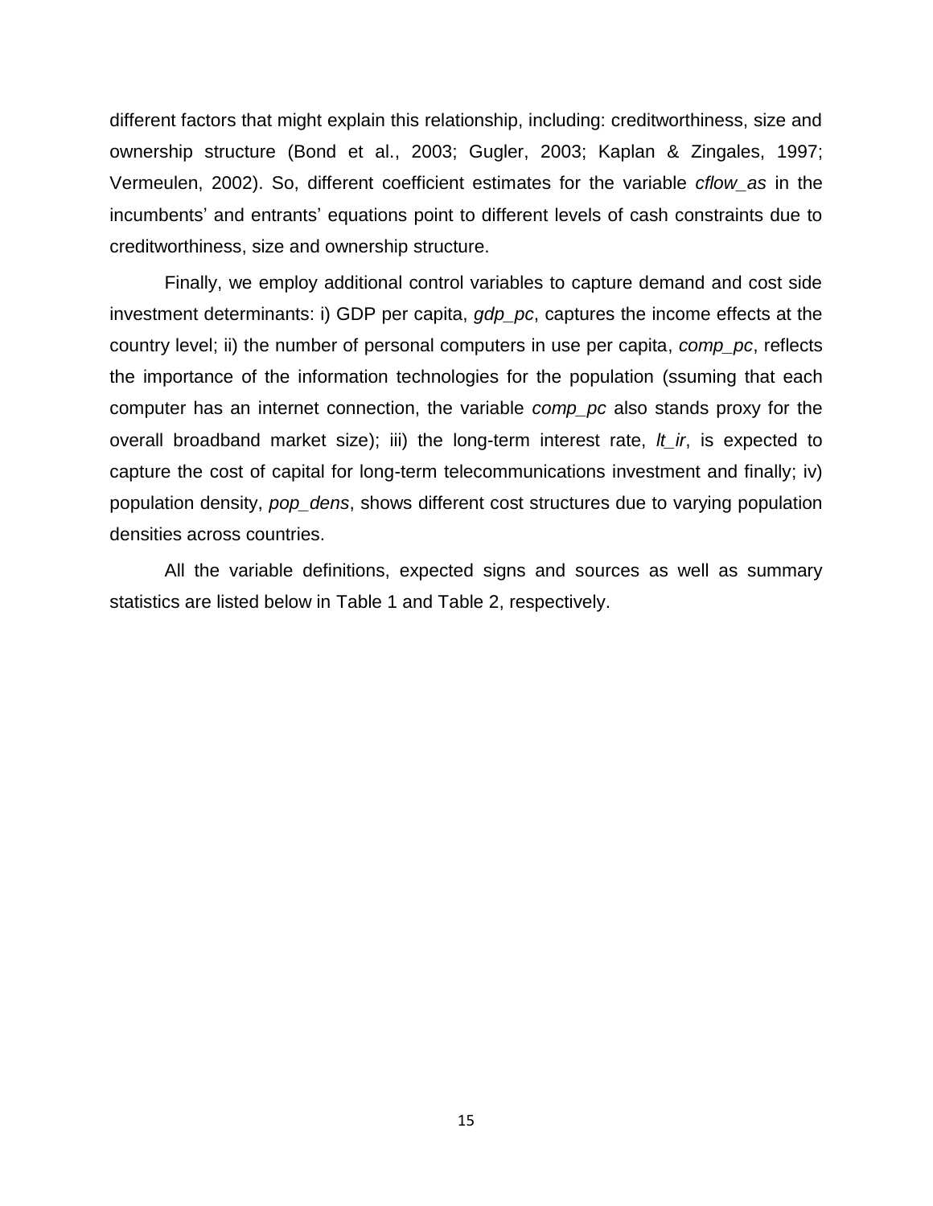different factors that might explain this relationship, including: creditworthiness, size and ownership structure (Bond et al., 2003; Gugler, 2003; Kaplan & Zingales, 1997; Vermeulen, 2002). So, different coefficient estimates for the variable *cflow_as* in the incumbents' and entrants' equations point to different levels of cash constraints due to creditworthiness, size and ownership structure.

Finally, we employ additional control variables to capture demand and cost side investment determinants: i) GDP per capita, *gdp_pc*, captures the income effects at the country level; ii) the number of personal computers in use per capita, *comp_pc*, reflects the importance of the information technologies for the population (ssuming that each computer has an internet connection, the variable *comp_pc* also stands proxy for the overall broadband market size); iii) the long-term interest rate, *lt_ir*, is expected to capture the cost of capital for long-term telecommunications investment and finally; iv) population density, *pop_dens*, shows different cost structures due to varying population densities across countries.

All the variable definitions, expected signs and sources as well as summary statistics are listed below in Table 1 and Table 2, respectively.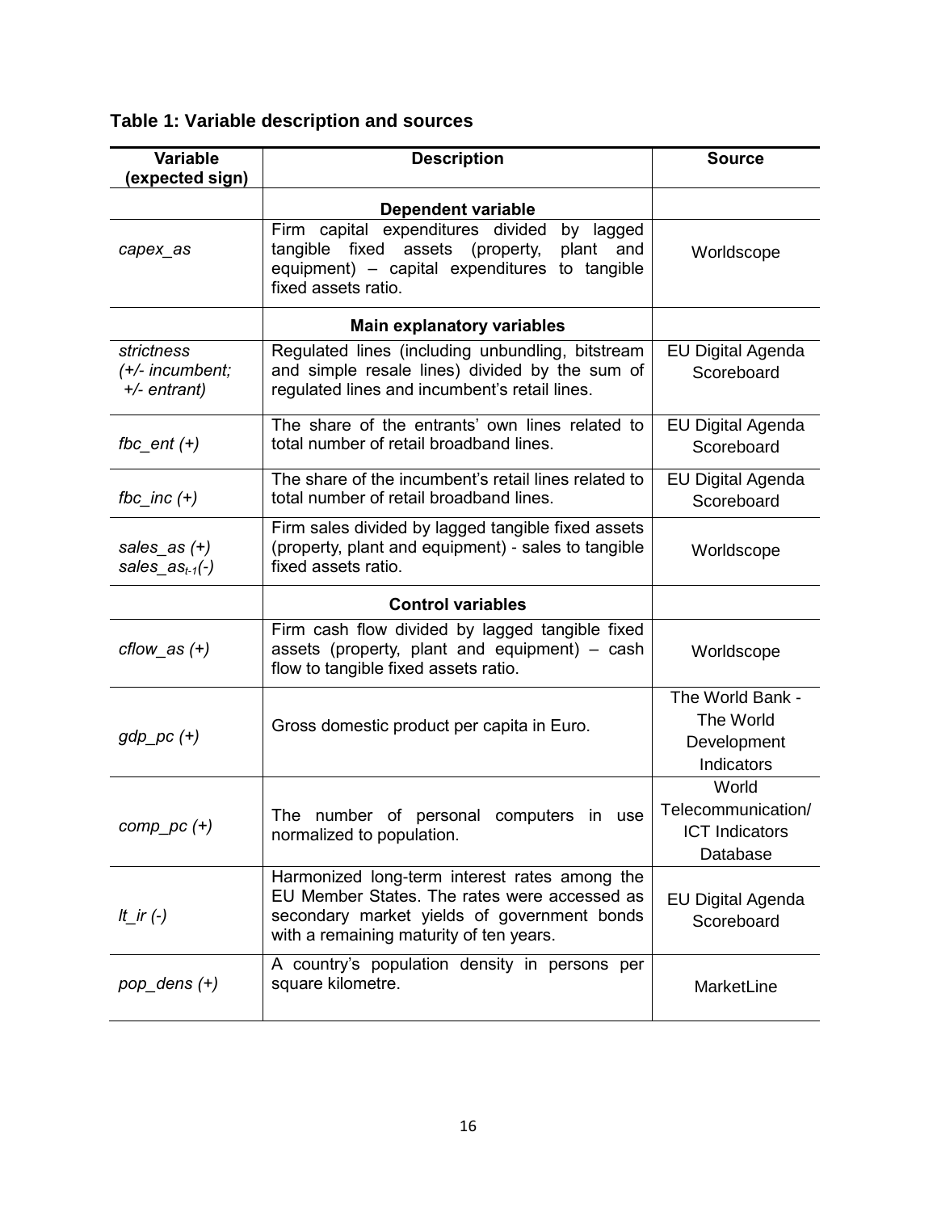**Table 1: Variable description and sources**

| Variable (expected sign) | Description | Source |
|---|---|---|
| | **Dependent variable** | |
| *capex_as* | Firm capital expenditures divided by lagged tangible fixed assets (property, plant and equipment) – capital expenditures to tangible fixed assets ratio. | Worldscope |
| | **Main explanatory variables** | |
| *strictness (+/- incumbent; +/- entrant)* | Regulated lines (including unbundling, bitstream and simple resale lines) divided by the sum of regulated lines and incumbent's retail lines. | EU Digital Agenda Scoreboard |
| *fbc_ent (+)* | The share of the entrants' own lines related to total number of retail broadband lines. | EU Digital Agenda Scoreboard |
| *fbc_inc (+)* | The share of the incumbent's retail lines related to total number of retail broadband lines. | EU Digital Agenda Scoreboard |
| *sales_as (+)* $sales\_as_{t-1}$*(-)* | Firm sales divided by lagged tangible fixed assets (property, plant and equipment) - sales to tangible fixed assets ratio. | Worldscope |
| | **Control variables** | |
| *cflow_as (+)* | Firm cash flow divided by lagged tangible fixed assets (property, plant and equipment) – cash flow to tangible fixed assets ratio. | Worldscope |
| *gdp_pc (+)* | Gross domestic product per capita in Euro. | The World Bank - The World Development Indicators |
| *comp_pc (+)* | The number of personal computers in use normalized to population. | World Telecommunication/ ICT Indicators Database |
| *lt_ir (-)* | Harmonized long-term interest rates among the EU Member States. The rates were accessed as secondary market yields of government bonds with a remaining maturity of ten years. | EU Digital Agenda Scoreboard |
| *pop_dens (+)* | A country's population density in persons per square kilometre. | MarketLine |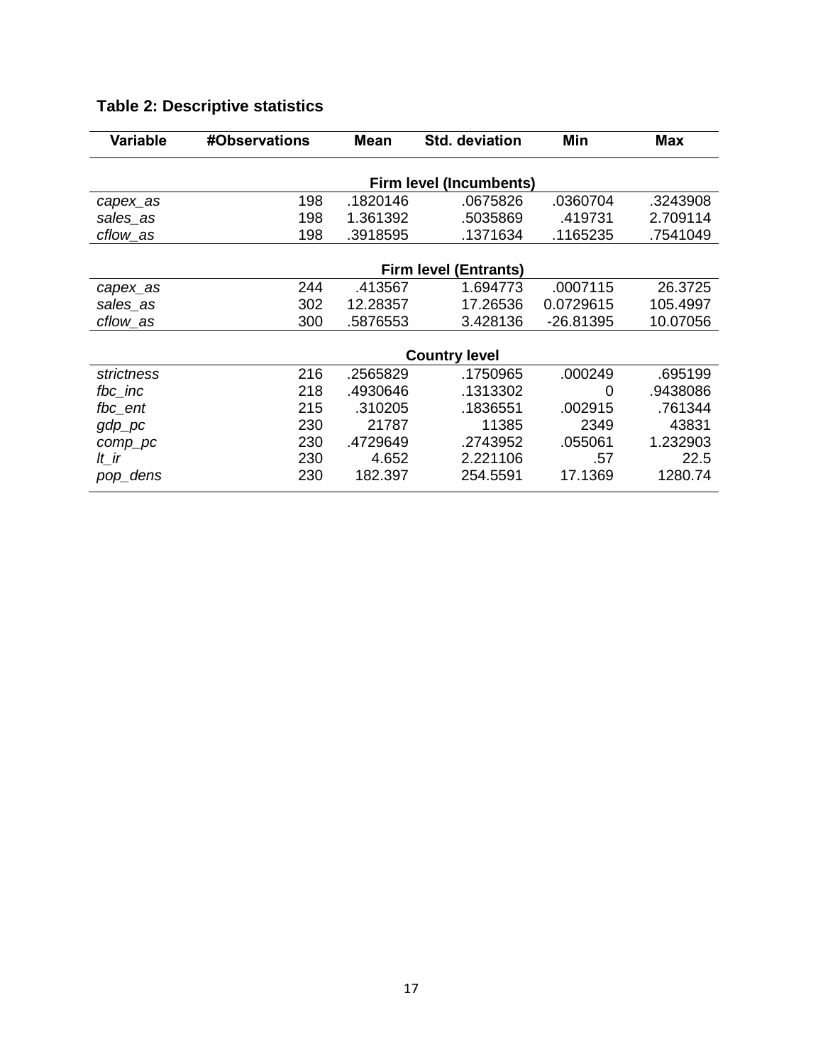**Table 2: Descriptive statistics**

| Variable | #Observations | Mean | Std. deviation | Min | Max |
|---|---|---|---|---|---|
| | | | **Firm level (Incumbents)** | | |
| *capex_as* | 198 | .1820146 | .0675826 | .0360704 | .3243908 |
| *sales_as* | 198 | 1.361392 | .5035869 | .419731 | 2.709114 |
| *cflow_as* | 198 | .3918595 | .1371634 | .1165235 | .7541049 |
| | | | **Firm level (Entrants)** | | |
| *capex_as* | 244 | .413567 | 1.694773 | .0007115 | 26.3725 |
| *sales_as* | 302 | 12.28357 | 17.26536 | 0.0729615 | 105.4997 |
| *cflow_as* | 300 | .5876553 | 3.428136 | -26.81395 | 10.07056 |
| | | | **Country level** | | |
| *strictness* | 216 | .2565829 | .1750965 | .000249 | .695199 |
| *fbc_inc* | 218 | .4930646 | .1313302 | 0 | .9438086 |
| *fbc_ent* | 215 | .310205 | .1836551 | .002915 | .761344 |
| *gdp_pc* | 230 | 21787 | 11385 | 2349 | 43831 |
| *comp_pc* | 230 | .4729649 | .2743952 | .055061 | 1.232903 |
| *lt_ir* | 230 | 4.652 | 2.221106 | .57 | 22.5 |
| *pop_dens* | 230 | 182.397 | 254.5591 | 17.1369 | 1280.74 |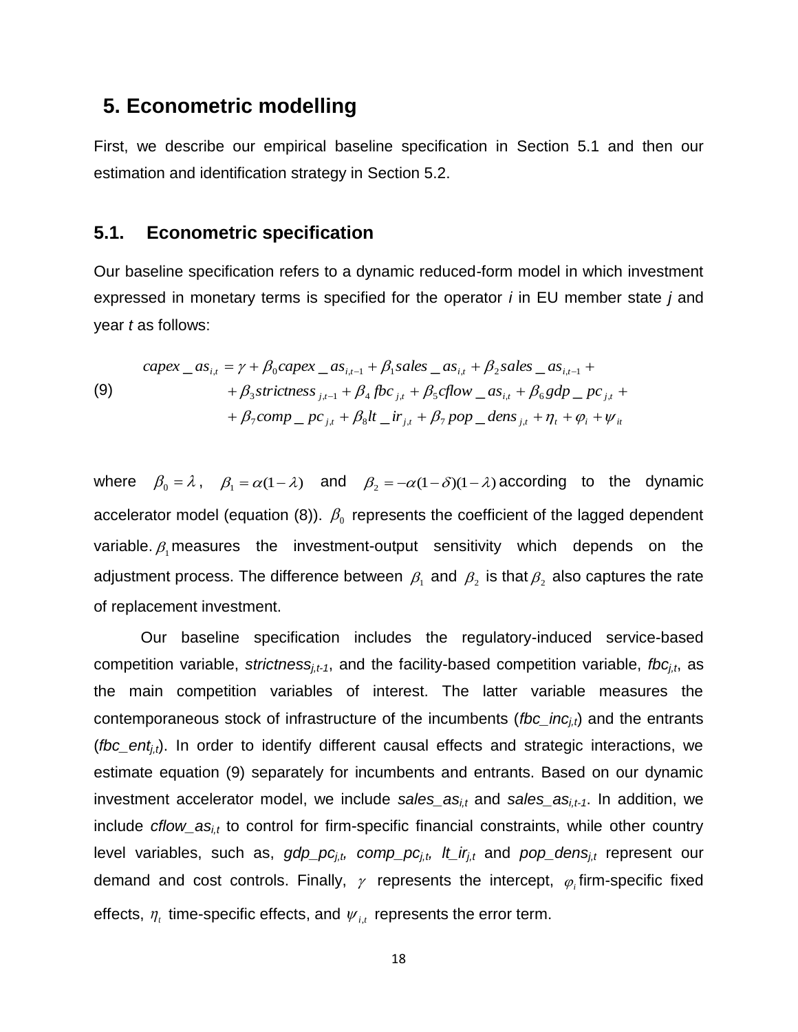## 5. Econometric modelling

First, we describe our empirical baseline specification in Section 5.1 and then our estimation and identification strategy in Section 5.2.

### 5.1. Econometric specification

Our baseline specification refers to a dynamic reduced-form model in which investment expressed in monetary terms is specified for the operator *i* in EU member state *j* and year *t* as follows:

$$
\begin{aligned}
(9) \qquad capex\_as_{i,t} = \gamma + \beta_0 capex\_as_{i,t-1} + \beta_1 sales\_as_{i,t} + \beta_2 sales\_as_{i,t-1} + \\
+ \beta_3 strictness_{j,t-1} + \beta_4 fbc_{j,t} + \beta_5 cflow\_as_{i,t} + \beta_6 gdp\_pc_{j,t} + \\
+ \beta_7 comp\_pc_{j,t} + \beta_8 lt\_ir_{j,t} + \beta_7 pop\_dens_{j,t} + \eta_t + \varphi_i + \psi_{it}
\end{aligned}
$$

where $\beta_0 = \lambda$, $\beta_1 = \alpha(1-\lambda)$ and $\beta_2 = -\alpha(1-\delta)(1-\lambda)$ according to the dynamic accelerator model (equation (8)). $\beta_0$ represents the coefficient of the lagged dependent variable. $\beta_1$ measures the investment-output sensitivity which depends on the adjustment process. The difference between $\beta_1$ and $\beta_2$ is that $\beta_2$ also captures the rate of replacement investment.

Our baseline specification includes the regulatory-induced service-based competition variable, $strictness_{j,t-1}$, and the facility-based competition variable, $fbc_{j,t}$, as the main competition variables of interest. The latter variable measures the contemporaneous stock of infrastructure of the incumbents ($fbc\_inc_{j,t}$) and the entrants ($fbc\_ent_{j,t}$). In order to identify different causal effects and strategic interactions, we estimate equation (9) separately for incumbents and entrants. Based on our dynamic investment accelerator model, we include $sales\_as_{i,t}$ and $sales\_as_{i,t-1}$. In addition, we include $cflow\_as_{i,t}$ to control for firm-specific financial constraints, while other country level variables, such as, $gdp\_pc_{j,t}$, $comp\_pc_{j,t}$, $lt\_ir_{j,t}$ and $pop\_dens_{j,t}$ represent our demand and cost controls. Finally, $\gamma$ represents the intercept, $\varphi_i$ firm-specific fixed effects, $\eta_t$ time-specific effects, and $\psi_{i,t}$ represents the error term.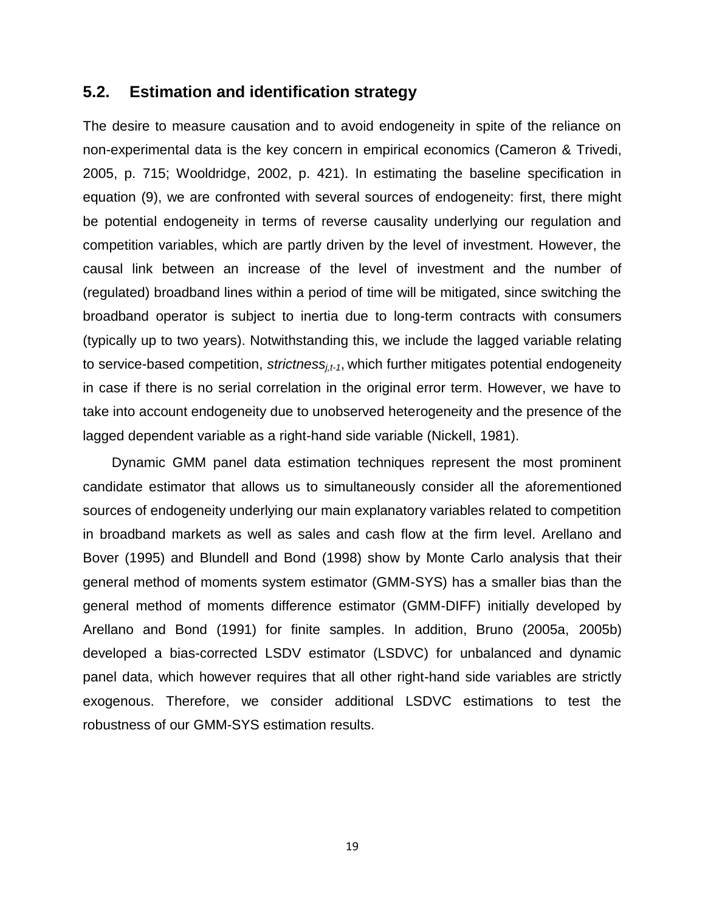## 5.2. Estimation and identification strategy

The desire to measure causation and to avoid endogeneity in spite of the reliance on non-experimental data is the key concern in empirical economics (Cameron & Trivedi, 2005, p. 715; Wooldridge, 2002, p. 421). In estimating the baseline specification in equation (9), we are confronted with several sources of endogeneity: first, there might be potential endogeneity in terms of reverse causality underlying our regulation and competition variables, which are partly driven by the level of investment. However, the causal link between an increase of the level of investment and the number of (regulated) broadband lines within a period of time will be mitigated, since switching the broadband operator is subject to inertia due to long-term contracts with consumers (typically up to two years). Notwithstanding this, we include the lagged variable relating to service-based competition, $strictness_{j,t-1}$, which further mitigates potential endogeneity in case if there is no serial correlation in the original error term. However, we have to take into account endogeneity due to unobserved heterogeneity and the presence of the lagged dependent variable as a right-hand side variable (Nickell, 1981).

Dynamic GMM panel data estimation techniques represent the most prominent candidate estimator that allows us to simultaneously consider all the aforementioned sources of endogeneity underlying our main explanatory variables related to competition in broadband markets as well as sales and cash flow at the firm level. Arellano and Bover (1995) and Blundell and Bond (1998) show by Monte Carlo analysis that their general method of moments system estimator (GMM-SYS) has a smaller bias than the general method of moments difference estimator (GMM-DIFF) initially developed by Arellano and Bond (1991) for finite samples. In addition, Bruno (2005a, 2005b) developed a bias-corrected LSDV estimator (LSDVC) for unbalanced and dynamic panel data, which however requires that all other right-hand side variables are strictly exogenous. Therefore, we consider additional LSDVC estimations to test the robustness of our GMM-SYS estimation results.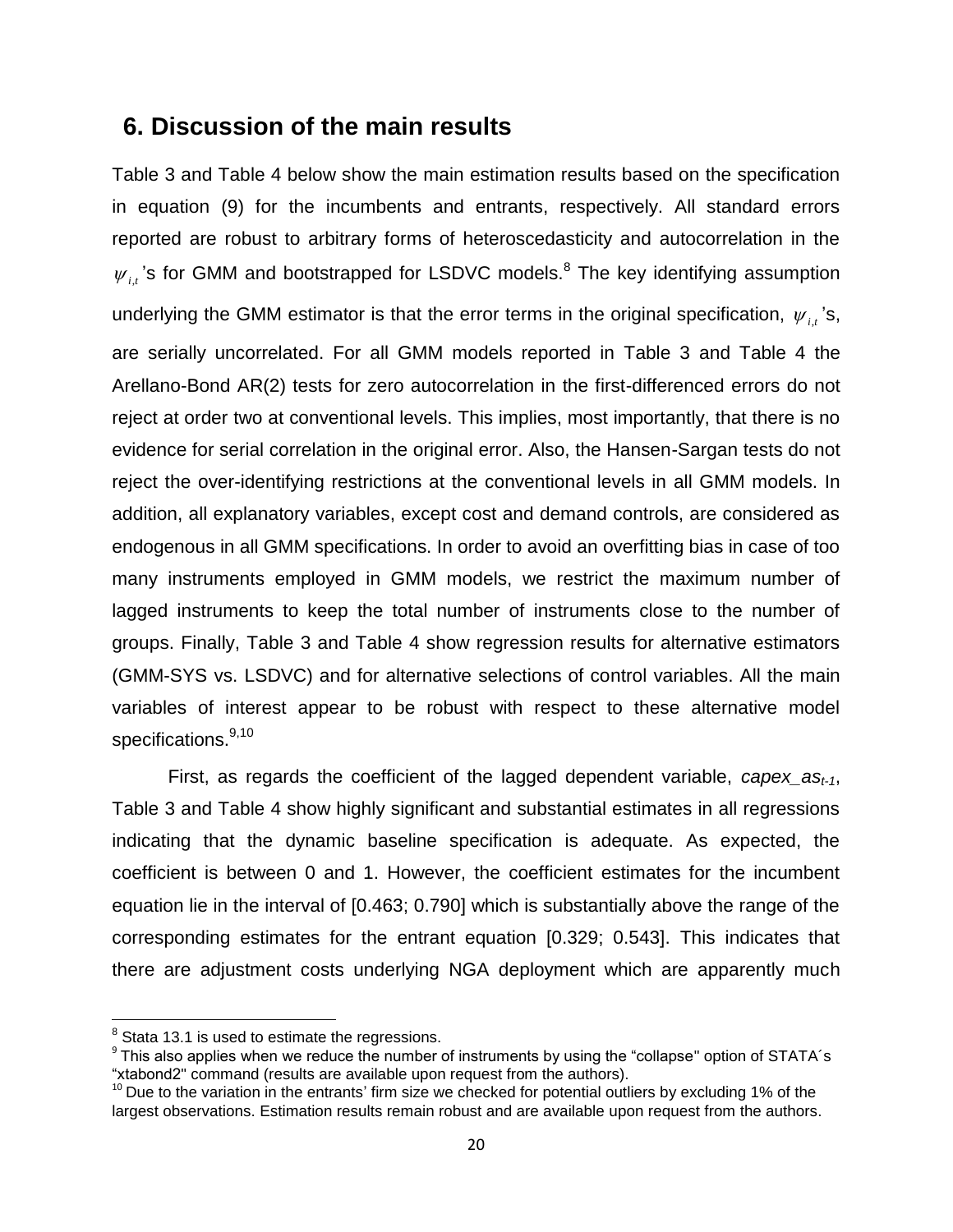## 6. Discussion of the main results

Table 3 and Table 4 below show the main estimation results based on the specification in equation (9) for the incumbents and entrants, respectively. All standard errors reported are robust to arbitrary forms of heteroscedasticity and autocorrelation in the $\psi_{i,t}$'s for GMM and bootstrapped for LSDVC models.[8] The key identifying assumption underlying the GMM estimator is that the error terms in the original specification, $\psi_{i,t}$'s, are serially uncorrelated. For all GMM models reported in Table 3 and Table 4 the Arellano-Bond AR(2) tests for zero autocorrelation in the first-differenced errors do not reject at order two at conventional levels. This implies, most importantly, that there is no evidence for serial correlation in the original error. Also, the Hansen-Sargan tests do not reject the over-identifying restrictions at the conventional levels in all GMM models. In addition, all explanatory variables, except cost and demand controls, are considered as endogenous in all GMM specifications. In order to avoid an overfitting bias in case of too many instruments employed in GMM models, we restrict the maximum number of lagged instruments to keep the total number of instruments close to the number of groups. Finally, Table 3 and Table 4 show regression results for alternative estimators (GMM-SYS vs. LSDVC) and for alternative selections of control variables. All the main variables of interest appear to be robust with respect to these alternative model specifications.[9,10]

First, as regards the coefficient of the lagged dependent variable, *capex_as$_{t-1}$*, Table 3 and Table 4 show highly significant and substantial estimates in all regressions indicating that the dynamic baseline specification is adequate. As expected, the coefficient is between 0 and 1. However, the coefficient estimates for the incumbent equation lie in the interval of [0.463; 0.790] which is substantially above the range of the corresponding estimates for the entrant equation [0.329; 0.543]. This indicates that there are adjustment costs underlying NGA deployment which are apparently much

[8] Stata 13.1 is used to estimate the regressions.

[9] This also applies when we reduce the number of instruments by using the "collapse" option of STATA´s "xtabond2" command (results are available upon request from the authors).

[10] Due to the variation in the entrants' firm size we checked for potential outliers by excluding 1% of the largest observations. Estimation results remain robust and are available upon request from the authors.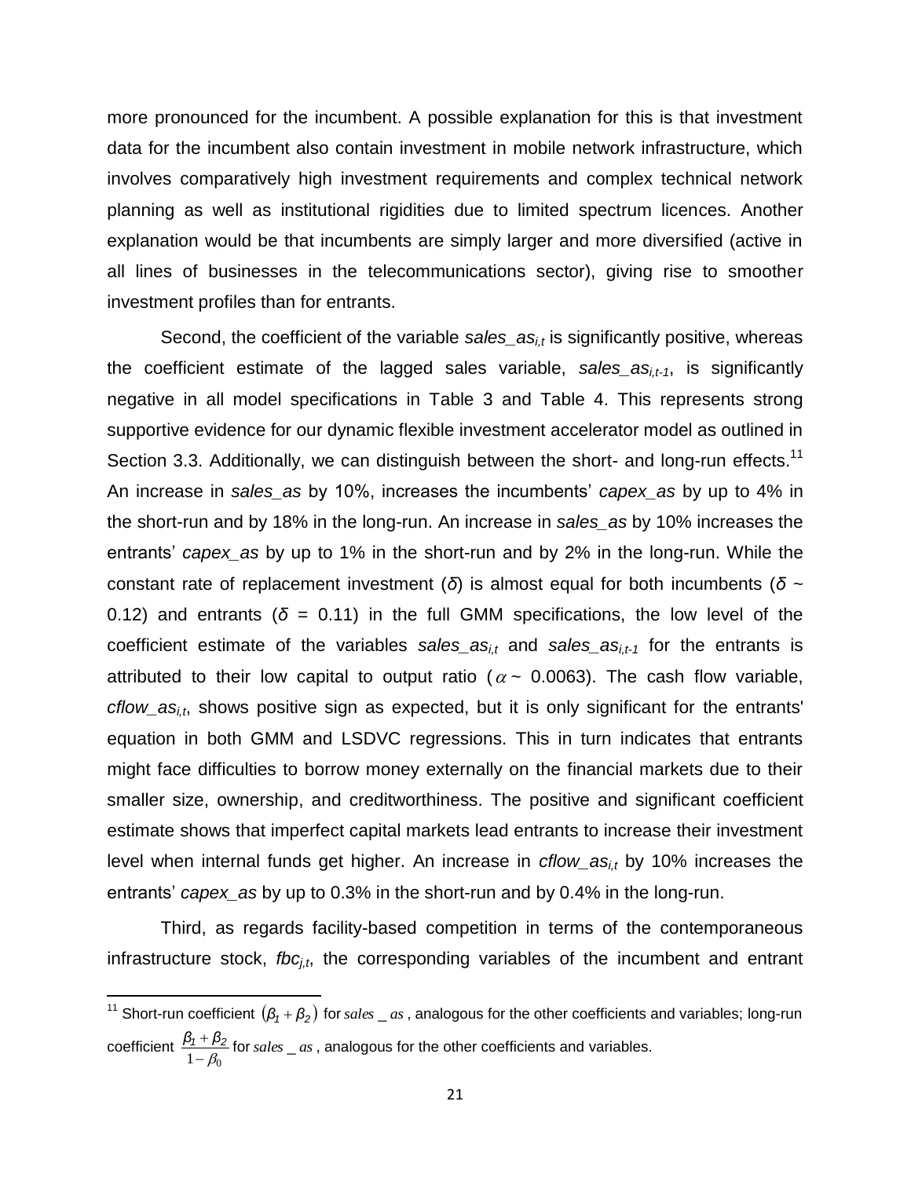more pronounced for the incumbent. A possible explanation for this is that investment data for the incumbent also contain investment in mobile network infrastructure, which involves comparatively high investment requirements and complex technical network planning as well as institutional rigidities due to limited spectrum licences. Another explanation would be that incumbents are simply larger and more diversified (active in all lines of businesses in the telecommunications sector), giving rise to smoother investment profiles than for entrants.

Second, the coefficient of the variable $sales\_as_{i,t}$ is significantly positive, whereas the coefficient estimate of the lagged sales variable, $sales\_as_{i,t-1}$, is significantly negative in all model specifications in Table 3 and Table 4. This represents strong supportive evidence for our dynamic flexible investment accelerator model as outlined in Section 3.3. Additionally, we can distinguish between the short- and long-run effects.[11] An increase in *sales_as* by 10%, increases the incumbents' *capex_as* by up to 4% in the short-run and by 18% in the long-run. An increase in *sales_as* by 10% increases the entrants' *capex_as* by up to 1% in the short-run and by 2% in the long-run. While the constant rate of replacement investment ($\delta$) is almost equal for both incumbents ($\delta$ ~ 0.12) and entrants ($\delta$ = 0.11) in the full GMM specifications, the low level of the coefficient estimate of the variables $sales\_as_{i,t}$ and $sales\_as_{i,t-1}$ for the entrants is attributed to their low capital to output ratio ($\alpha$ ~ 0.0063). The cash flow variable, $cflow\_as_{i,t}$, shows positive sign as expected, but it is only significant for the entrants' equation in both GMM and LSDVC regressions. This in turn indicates that entrants might face difficulties to borrow money externally on the financial markets due to their smaller size, ownership, and creditworthiness. The positive and significant coefficient estimate shows that imperfect capital markets lead entrants to increase their investment level when internal funds get higher. An increase in $cflow\_as_{i,t}$ by 10% increases the entrants' *capex_as* by up to 0.3% in the short-run and by 0.4% in the long-run.

Third, as regards facility-based competition in terms of the contemporaneous infrastructure stock, $fbc_{j,t}$, the corresponding variables of the incumbent and entrant

---

[11] Short-run coefficient $(\beta_1 + \beta_2)$ for $sales\_as$, analogous for the other coefficients and variables; long-run coefficient $\frac{\beta_1 + \beta_2}{1 - \beta_0}$ for $sales\_as$, analogous for the other coefficients and variables.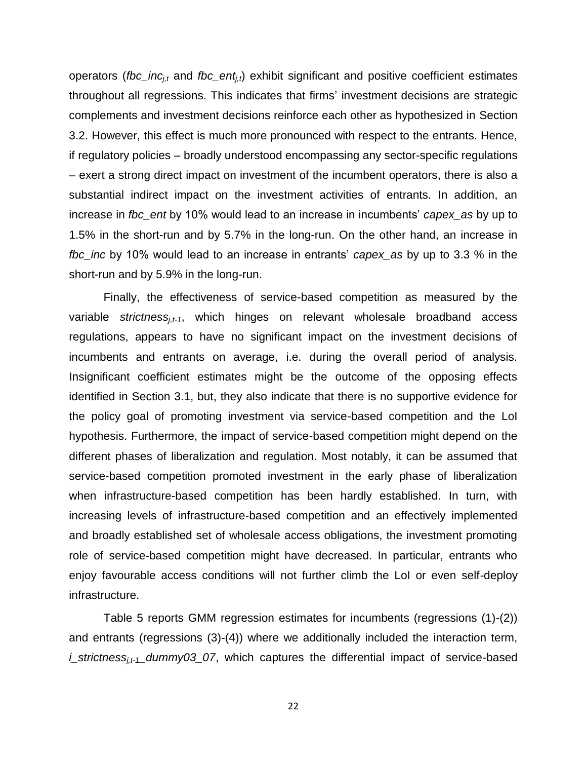operators (*fbc_inc*$_{j,t}$ and *fbc_ent*$_{j,t}$) exhibit significant and positive coefficient estimates throughout all regressions. This indicates that firms' investment decisions are strategic complements and investment decisions reinforce each other as hypothesized in Section 3.2. However, this effect is much more pronounced with respect to the entrants. Hence, if regulatory policies – broadly understood encompassing any sector-specific regulations – exert a strong direct impact on investment of the incumbent operators, there is also a substantial indirect impact on the investment activities of entrants. In addition, an increase in *fbc_ent* by 10% would lead to an increase in incumbents' *capex_as* by up to 1.5% in the short-run and by 5.7% in the long-run. On the other hand, an increase in *fbc_inc* by 10% would lead to an increase in entrants' *capex_as* by up to 3.3 % in the short-run and by 5.9% in the long-run.

Finally, the effectiveness of service-based competition as measured by the variable *strictness*$_{j,t-1}$, which hinges on relevant wholesale broadband access regulations, appears to have no significant impact on the investment decisions of incumbents and entrants on average, i.e. during the overall period of analysis. Insignificant coefficient estimates might be the outcome of the opposing effects identified in Section 3.1, but, they also indicate that there is no supportive evidence for the policy goal of promoting investment via service-based competition and the LoI hypothesis. Furthermore, the impact of service-based competition might depend on the different phases of liberalization and regulation. Most notably, it can be assumed that service-based competition promoted investment in the early phase of liberalization when infrastructure-based competition has been hardly established. In turn, with increasing levels of infrastructure-based competition and an effectively implemented and broadly established set of wholesale access obligations, the investment promoting role of service-based competition might have decreased. In particular, entrants who enjoy favourable access conditions will not further climb the LoI or even self-deploy infrastructure.

Table 5 reports GMM regression estimates for incumbents (regressions (1)-(2)) and entrants (regressions (3)-(4)) where we additionally included the interaction term, *i_strictness*$_{j,t-1}$*_dummy03_07*, which captures the differential impact of service-based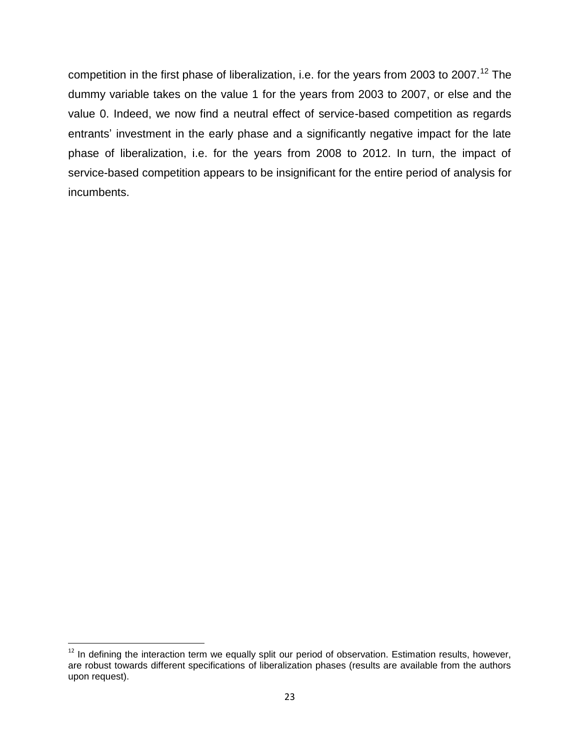competition in the first phase of liberalization, i.e. for the years from 2003 to 2007.[12] The dummy variable takes on the value 1 for the years from 2003 to 2007, or else and the value 0. Indeed, we now find a neutral effect of service-based competition as regards entrants' investment in the early phase and a significantly negative impact for the late phase of liberalization, i.e. for the years from 2008 to 2012. In turn, the impact of service-based competition appears to be insignificant for the entire period of analysis for incumbents.

[12] In defining the interaction term we equally split our period of observation. Estimation results, however, are robust towards different specifications of liberalization phases (results are available from the authors upon request).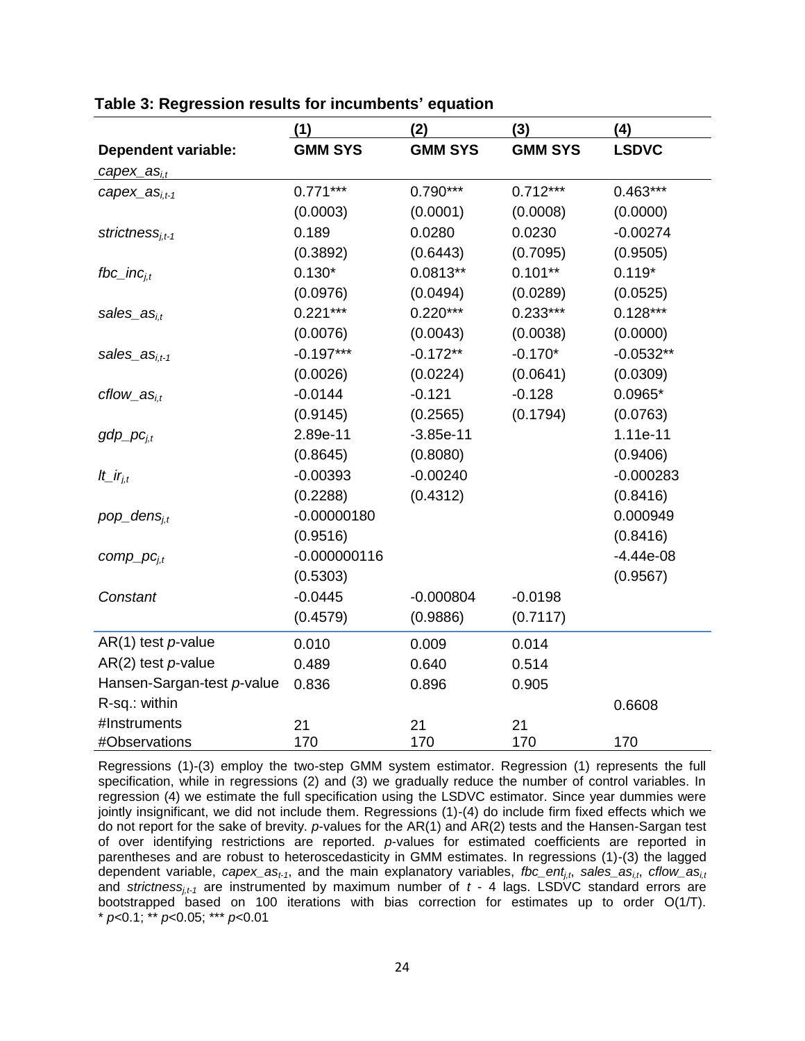**Table 3: Regression results for incumbents' equation**

| | (1) | (2) | (3) | (4) |
|---|---|---|---|---|
| **Dependent variable:** | **GMM SYS** | **GMM SYS** | **GMM SYS** | **LSDVC** |
| $capex\_as_{i,t}$ | | | | |
| $capex\_as_{i,t-1}$ | 0.771*** | 0.790*** | 0.712*** | 0.463*** |
| | (0.0003) | (0.0001) | (0.0008) | (0.0000) |
| $strictness_{j,t-1}$ | 0.189 | 0.0280 | 0.0230 | -0.00274 |
| | (0.3892) | (0.6443) | (0.7095) | (0.9505) |
| $fbc\_inc_{j,t}$ | 0.130* | 0.0813** | 0.101** | 0.119* |
| | (0.0976) | (0.0494) | (0.0289) | (0.0525) |
| $sales\_as_{i,t}$ | 0.221*** | 0.220*** | 0.233*** | 0.128*** |
| | (0.0076) | (0.0043) | (0.0038) | (0.0000) |
| $sales\_as_{i,t-1}$ | -0.197*** | -0.172** | -0.170* | -0.0532** |
| | (0.0026) | (0.0224) | (0.0641) | (0.0309) |
| $cflow\_as_{i,t}$ | -0.0144 | -0.121 | -0.128 | 0.0965* |
| | (0.9145) | (0.2565) | (0.1794) | (0.0763) |
| $gdp\_pc_{j,t}$ | 2.89e-11 | -3.85e-11 | | 1.11e-11 |
| | (0.8645) | (0.8080) | | (0.9406) |
| $lt\_ir_{j,t}$ | -0.00393 | -0.00240 | | -0.000283 |
| | (0.2288) | (0.4312) | | (0.8416) |
| $pop\_dens_{j,t}$ | -0.00000180 | | | 0.000949 |
| | (0.9516) | | | (0.8416) |
| $comp\_pc_{j,t}$ | -0.000000116 | | | -4.44e-08 |
| | (0.5303) | | | (0.9567) |
| *Constant* | -0.0445 | -0.000804 | -0.0198 | |
| | (0.4579) | (0.9886) | (0.7117) | |
| AR(1) test *p*-value | 0.010 | 0.009 | 0.014 | |
| AR(2) test *p*-value | 0.489 | 0.640 | 0.514 | |
| Hansen-Sargan-test *p*-value | 0.836 | 0.896 | 0.905 | |
| R-sq.: within | | | | 0.6608 |
| #Instruments | 21 | 21 | 21 | |
| #Observations | 170 | 170 | 170 | 170 |

Regressions (1)-(3) employ the two-step GMM system estimator. Regression (1) represents the full specification, while in regressions (2) and (3) we gradually reduce the number of control variables. In regression (4) we estimate the full specification using the LSDVC estimator. Since year dummies were jointly insignificant, we did not include them. Regressions (1)-(4) do include firm fixed effects which we do not report for the sake of brevity. *p*-values for the AR(1) and AR(2) tests and the Hansen-Sargan test of over identifying restrictions are reported. *p*-values for estimated coefficients are reported in parentheses and are robust to heteroscedasticity in GMM estimates. In regressions (1)-(3) the lagged dependent variable, $capex\_as_{t-1}$, and the main explanatory variables, $fbc\_ent_{j,t}$, $sales\_as_{i,t}$, $cflow\_as_{i,t}$ and $strictness_{j,t-1}$ are instrumented by maximum number of $t$ - 4 lags. LSDVC standard errors are bootstrapped based on 100 iterations with bias correction for estimates up to order O(1/T). * $p<0.1$; ** $p<0.05$; *** $p<0.01$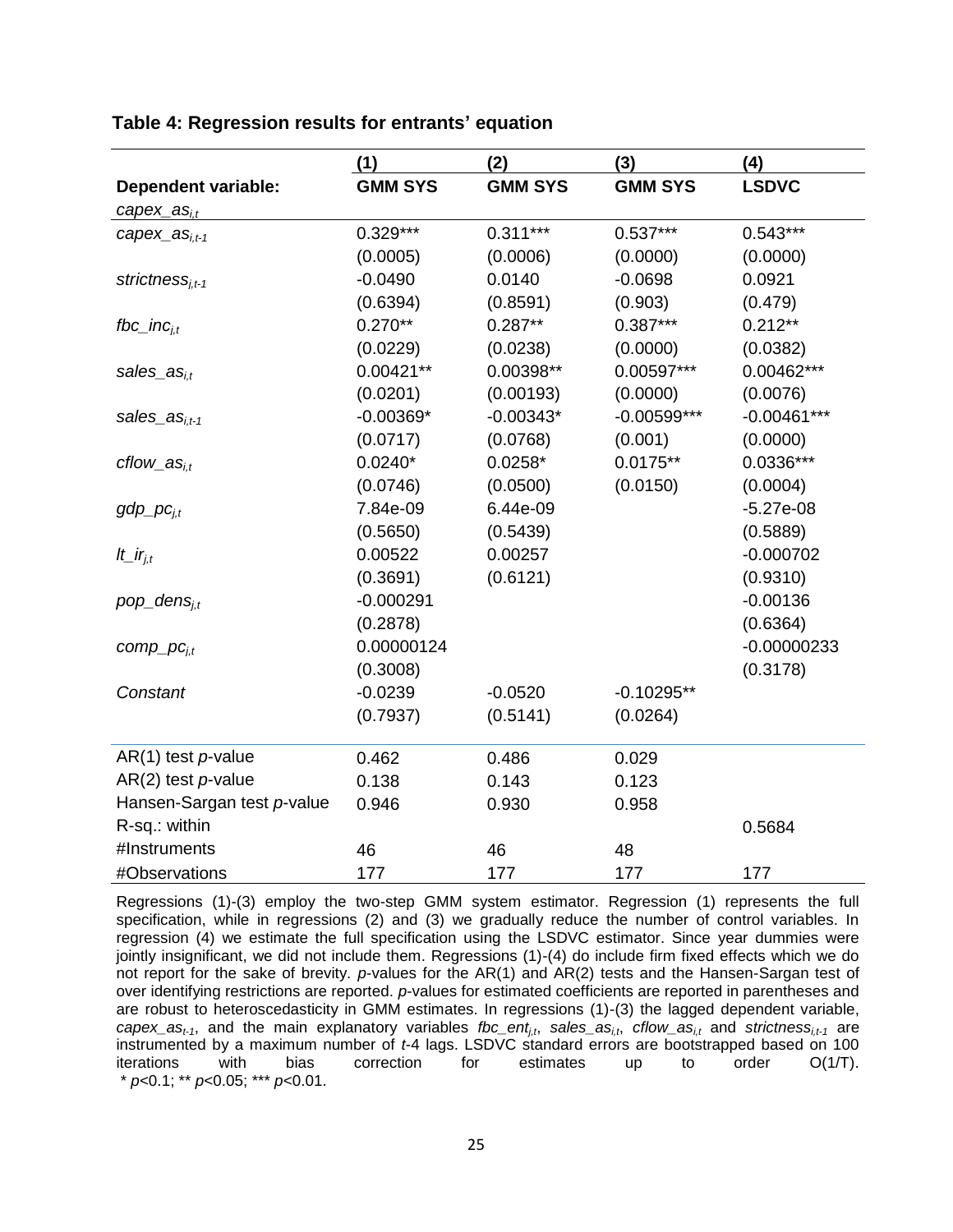**Table 4: Regression results for entrants' equation**

| | (1) | (2) | (3) | (4) |
|---|---|---|---|---|
| **Dependent variable:** $capex\_as_{i,t}$ | **GMM SYS** | **GMM SYS** | **GMM SYS** | **LSDVC** |
| $capex\_as_{i,t-1}$ | 0.329*** | 0.311*** | 0.537*** | 0.543*** |
| | (0.0005) | (0.0006) | (0.0000) | (0.0000) |
| $strictness_{i,t-1}$ | -0.0490 | 0.0140 | -0.0698 | 0.0921 |
| | (0.6394) | (0.8591) | (0.903) | (0.479) |
| $fbc\_inc_{i,t}$ | 0.270** | 0.287** | 0.387*** | 0.212** |
| | (0.0229) | (0.0238) | (0.0000) | (0.0382) |
| $sales\_as_{i,t}$ | 0.00421** | 0.00398** | 0.00597*** | 0.00462*** |
| | (0.0201) | (0.00193) | (0.0000) | (0.0076) |
| $sales\_as_{i,t-1}$ | -0.00369* | -0.00343* | -0.00599*** | -0.00461*** |
| | (0.0717) | (0.0768) | (0.001) | (0.0000) |
| $cflow\_as_{i,t}$ | 0.0240* | 0.0258* | 0.0175** | 0.0336*** |
| | (0.0746) | (0.0500) | (0.0150) | (0.0004) |
| $gdp\_pc_{j,t}$ | 7.84e-09 | 6.44e-09 | | -5.27e-08 |
| | (0.5650) | (0.5439) | | (0.5889) |
| $lt\_ir_{j,t}$ | 0.00522 | 0.00257 | | -0.000702 |
| | (0.3691) | (0.6121) | | (0.9310) |
| $pop\_dens_{j,t}$ | -0.000291 | | | -0.00136 |
| | (0.2878) | | | (0.6364) |
| $comp\_pc_{i,t}$ | 0.00000124 | | | -0.00000233 |
| | (0.3008) | | | (0.3178) |
| *Constant* | -0.0239 | -0.0520 | -0.10295** | |
| | (0.7937) | (0.5141) | (0.0264) | |
| AR(1) test *p*-value | 0.462 | 0.486 | 0.029 | |
| AR(2) test *p*-value | 0.138 | 0.143 | 0.123 | |
| Hansen-Sargan test *p*-value | 0.946 | 0.930 | 0.958 | |
| R-sq.: within | | | | 0.5684 |
| #Instruments | 46 | 46 | 48 | |
| #Observations | 177 | 177 | 177 | 177 |

Regressions (1)-(3) employ the two-step GMM system estimator. Regression (1) represents the full specification, while in regressions (2) and (3) we gradually reduce the number of control variables. In regression (4) we estimate the full specification using the LSDVC estimator. Since year dummies were jointly insignificant, we did not include them. Regressions (1)-(4) do include firm fixed effects which we do not report for the sake of brevity. *p*-values for the AR(1) and AR(2) tests and the Hansen-Sargan test of over identifying restrictions are reported. *p*-values for estimated coefficients are reported in parentheses and are robust to heteroscedasticity in GMM estimates. In regressions (1)-(3) the lagged dependent variable, $capex\_as_{t-1}$, and the main explanatory variables $fbc\_ent_{j,t}$, $sales\_as_{i,t}$, $cflow\_as_{i,t}$ and $strictness_{i,t-1}$ are instrumented by a maximum number of *t*-4 lags. LSDVC standard errors are bootstrapped based on 100 iterations with bias correction for estimates up to order O(1/T).
* $p<0.1$; ** $p<0.05$; *** $p<0.01$.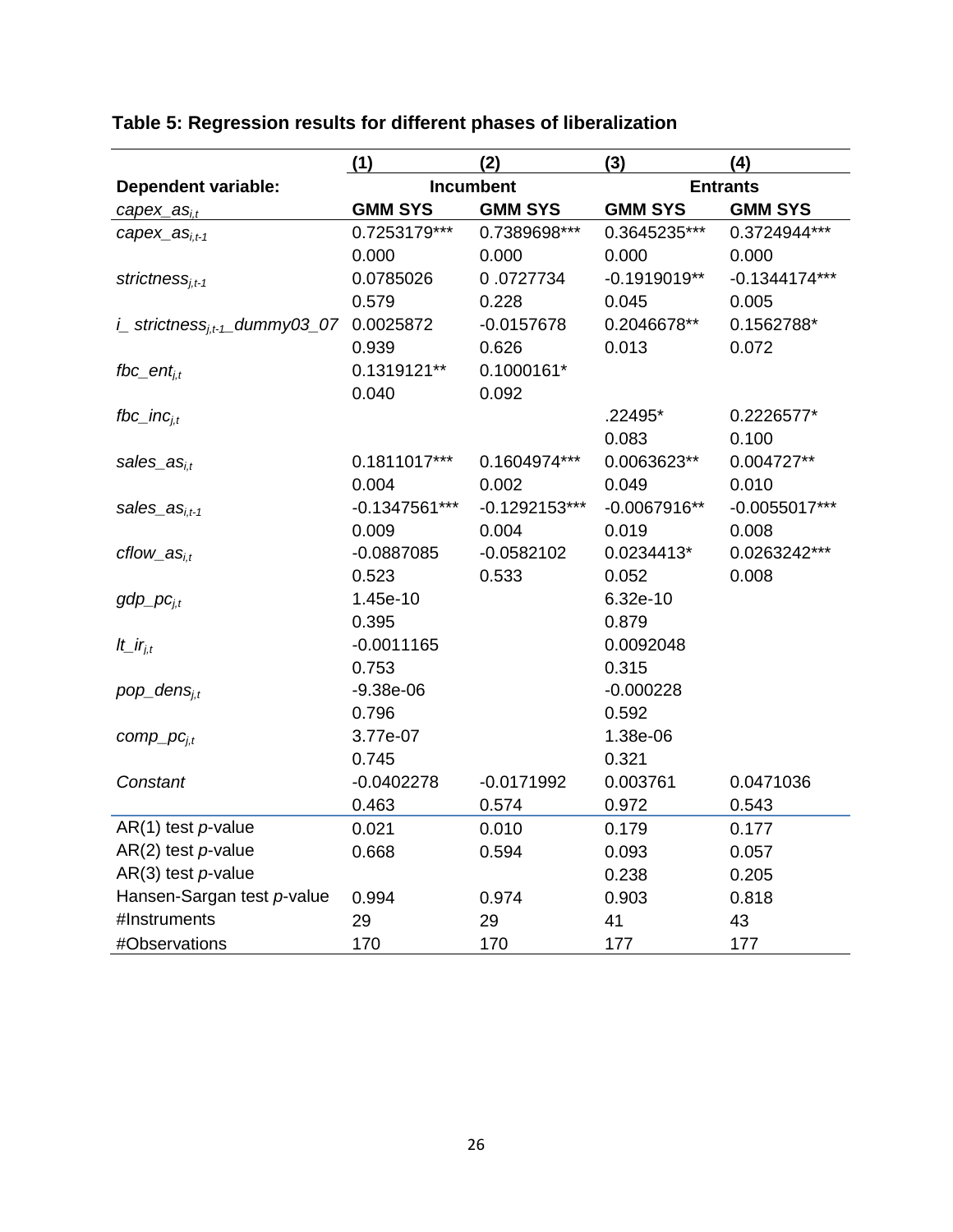**Table 5: Regression results for different phases of liberalization**

| | (1) | (2) | (3) | (4) |
|---|---|---|---|---|
| **Dependent variable:** | **Incumbent** | | **Entrants** | |
| $capex\_as_{i,t}$ | **GMM SYS** | **GMM SYS** | **GMM SYS** | **GMM SYS** |
| $capex\_as_{i,t-1}$ | 0.7253179*** | 0.7389698*** | 0.3645235*** | 0.3724944*** |
| | 0.000 | 0.000 | 0.000 | 0.000 |
| $strictness_{j,t-1}$ | 0.0785026 | 0 .0727734 | -0.1919019** | -0.1344174*** |
| | 0.579 | 0.228 | 0.045 | 0.005 |
| $i\_strictness_{j,t-1}\_dummy03\_07$ | 0.0025872 | -0.0157678 | 0.2046678** | 0.1562788* |
| | 0.939 | 0.626 | 0.013 | 0.072 |
| $fbc\_ent_{j,t}$ | 0.1319121** | 0.1000161* | | |
| | 0.040 | 0.092 | | |
| $fbc\_inc_{j,t}$ | | | .22495* | 0.2226577* |
| | | | 0.083 | 0.100 |
| $sales\_as_{i,t}$ | 0.1811017*** | 0.1604974*** | 0.0063623** | 0.004727** |
| | 0.004 | 0.002 | 0.049 | 0.010 |
| $sales\_as_{i,t-1}$ | -0.1347561*** | -0.1292153*** | -0.0067916** | -0.0055017*** |
| | 0.009 | 0.004 | 0.019 | 0.008 |
| $cflow\_as_{i,t}$ | -0.0887085 | -0.0582102 | 0.0234413* | 0.0263242*** |
| | 0.523 | 0.533 | 0.052 | 0.008 |
| $gdp\_pc_{j,t}$ | 1.45e-10 | | 6.32e-10 | |
| | 0.395 | | 0.879 | |
| $lt\_ir_{j,t}$ | -0.0011165 | | 0.0092048 | |
| | 0.753 | | 0.315 | |
| $pop\_dens_{j,t}$ | -9.38e-06 | | -0.000228 | |
| | 0.796 | | 0.592 | |
| $comp\_pc_{j,t}$ | 3.77e-07 | | 1.38e-06 | |
| | 0.745 | | 0.321 | |
| *Constant* | -0.0402278 | -0.0171992 | 0.003761 | 0.0471036 |
| | 0.463 | 0.574 | 0.972 | 0.543 |
| AR(1) test *p*-value | 0.021 | 0.010 | 0.179 | 0.177 |
| AR(2) test *p*-value | 0.668 | 0.594 | 0.093 | 0.057 |
| AR(3) test *p*-value | | | 0.238 | 0.205 |
| Hansen-Sargan test *p*-value | 0.994 | 0.974 | 0.903 | 0.818 |
| #Instruments | 29 | 29 | 41 | 43 |
| #Observations | 170 | 170 | 177 | 177 |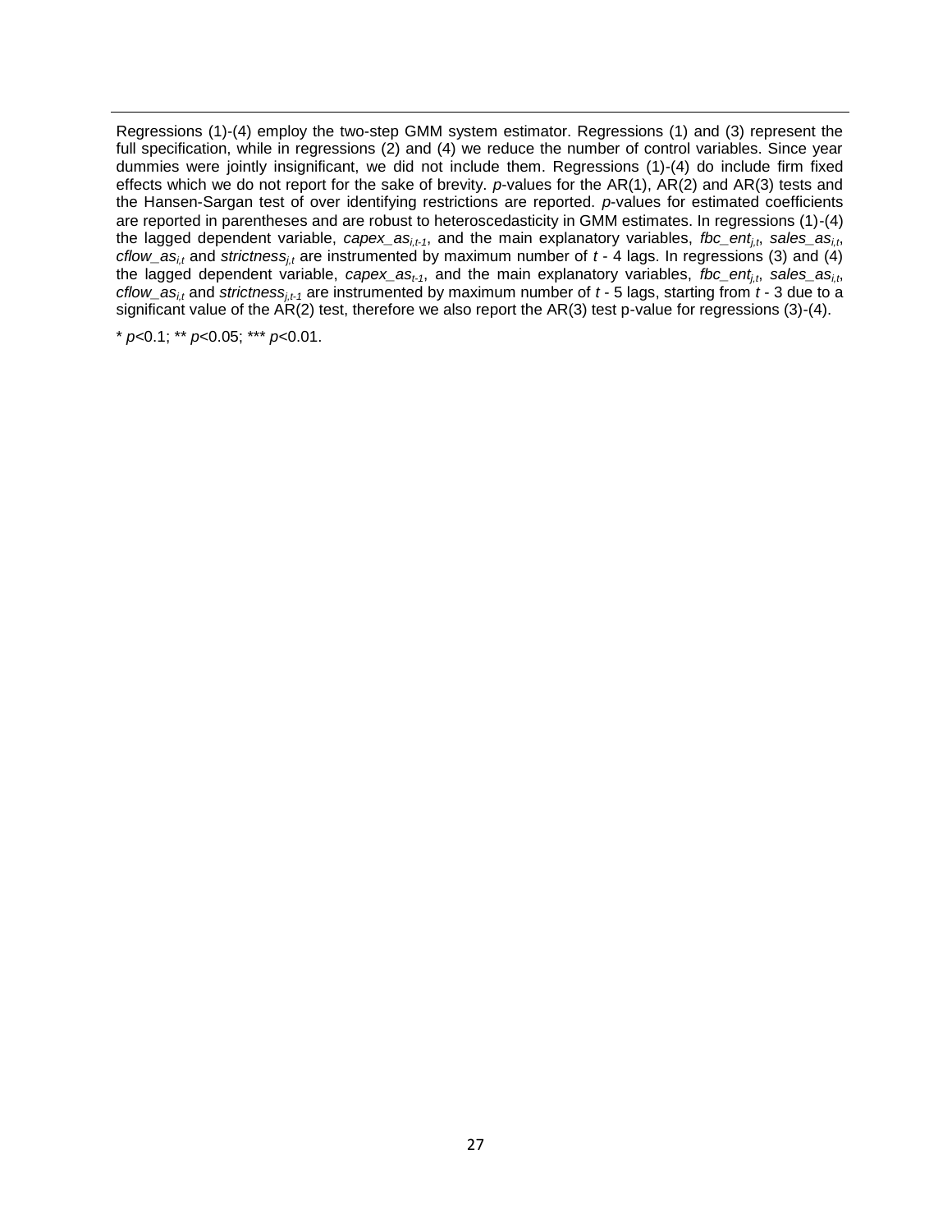Regressions (1)-(4) employ the two-step GMM system estimator. Regressions (1) and (3) represent the full specification, while in regressions (2) and (4) we reduce the number of control variables. Since year dummies were jointly insignificant, we did not include them. Regressions (1)-(4) do include firm fixed effects which we do not report for the sake of brevity. *p*-values for the AR(1), AR(2) and AR(3) tests and the Hansen-Sargan test of over identifying restrictions are reported. *p*-values for estimated coefficients are reported in parentheses and are robust to heteroscedasticity in GMM estimates. In regressions (1)-(4) the lagged dependent variable, $capex\_as_{i,t-1}$, and the main explanatory variables, $fbc\_ent_{j,t}$, $sales\_as_{i,t}$, $cflow\_as_{i,t}$ and $strictness_{j,t}$ are instrumented by maximum number of $t$ - 4 lags. In regressions (3) and (4) the lagged dependent variable, $capex\_as_{t-1}$, and the main explanatory variables, $fbc\_ent_{j,t}$, $sales\_as_{i,t}$, $cflow\_as_{i,t}$ and $strictness_{j,t-1}$ are instrumented by maximum number of $t$ - 5 lags, starting from $t$ - 3 due to a significant value of the AR(2) test, therefore we also report the AR(3) test p-value for regressions (3)-(4).

* $p$<0.1; ** $p$<0.05; *** $p$<0.01.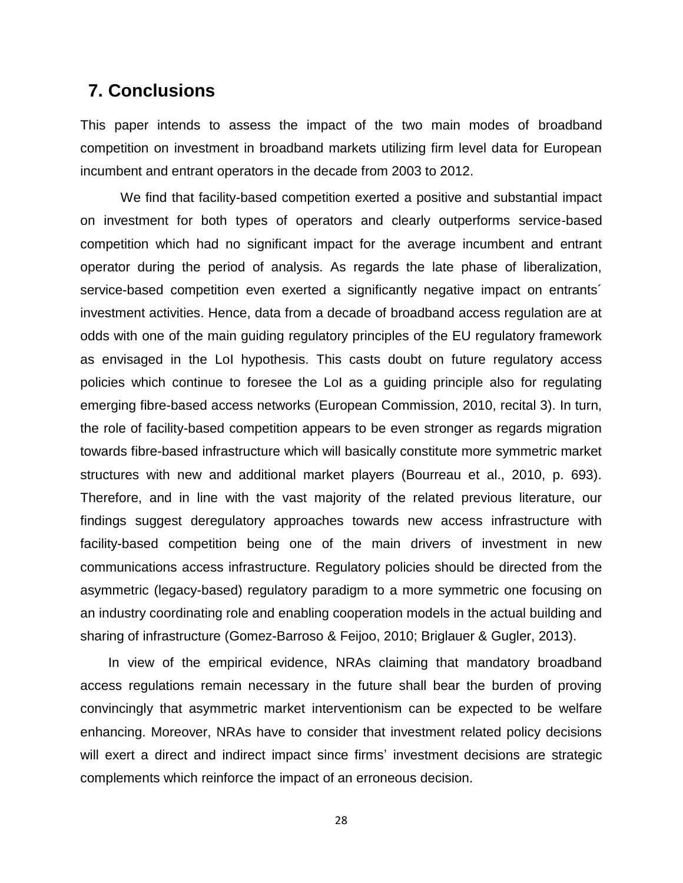## 7. Conclusions

This paper intends to assess the impact of the two main modes of broadband competition on investment in broadband markets utilizing firm level data for European incumbent and entrant operators in the decade from 2003 to 2012.

We find that facility-based competition exerted a positive and substantial impact on investment for both types of operators and clearly outperforms service-based competition which had no significant impact for the average incumbent and entrant operator during the period of analysis. As regards the late phase of liberalization, service-based competition even exerted a significantly negative impact on entrants´ investment activities. Hence, data from a decade of broadband access regulation are at odds with one of the main guiding regulatory principles of the EU regulatory framework as envisaged in the LoI hypothesis. This casts doubt on future regulatory access policies which continue to foresee the LoI as a guiding principle also for regulating emerging fibre-based access networks (European Commission, 2010, recital 3). In turn, the role of facility-based competition appears to be even stronger as regards migration towards fibre-based infrastructure which will basically constitute more symmetric market structures with new and additional market players (Bourreau et al., 2010, p. 693). Therefore, and in line with the vast majority of the related previous literature, our findings suggest deregulatory approaches towards new access infrastructure with facility-based competition being one of the main drivers of investment in new communications access infrastructure. Regulatory policies should be directed from the asymmetric (legacy-based) regulatory paradigm to a more symmetric one focusing on an industry coordinating role and enabling cooperation models in the actual building and sharing of infrastructure (Gomez-Barroso & Feijoo, 2010; Briglauer & Gugler, 2013).

In view of the empirical evidence, NRAs claiming that mandatory broadband access regulations remain necessary in the future shall bear the burden of proving convincingly that asymmetric market interventionism can be expected to be welfare enhancing. Moreover, NRAs have to consider that investment related policy decisions will exert a direct and indirect impact since firms' investment decisions are strategic complements which reinforce the impact of an erroneous decision.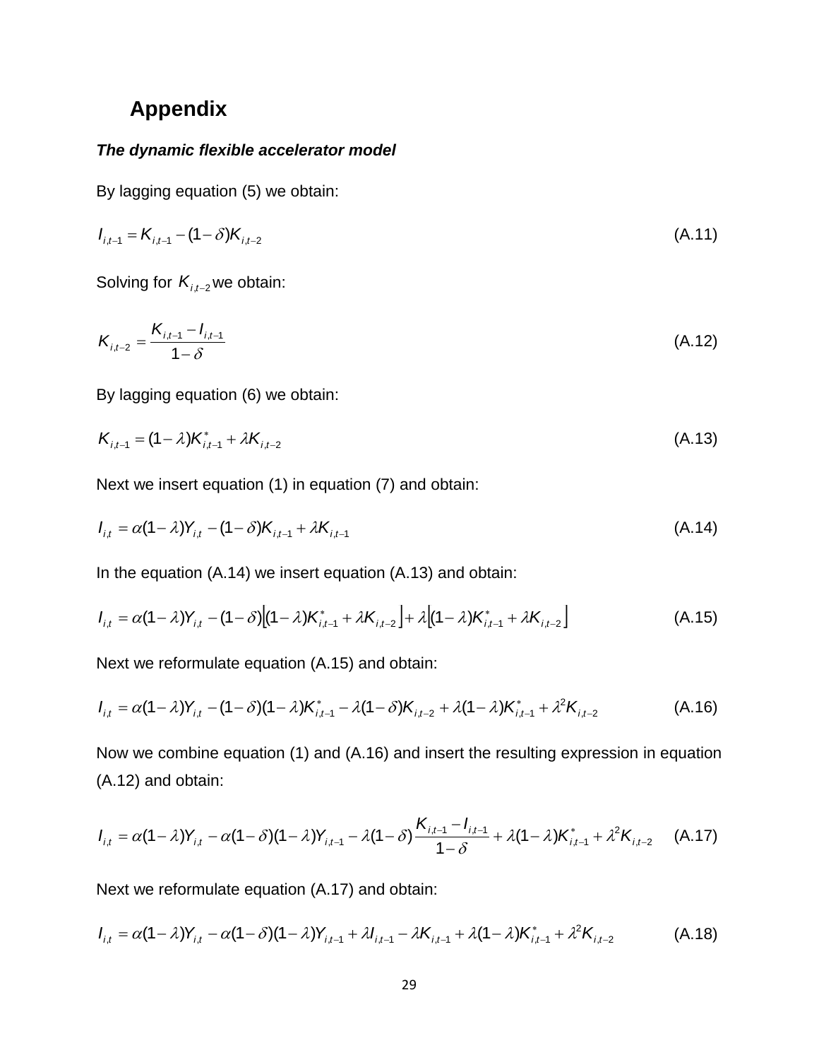## Appendix

***The dynamic flexible accelerator model***

By lagging equation (5) we obtain:

$$I_{i,t-1} = K_{i,t-1} - (1-\delta)K_{i,t-2} \tag{A.11}$$

Solving for $K_{i,t-2}$ we obtain:

$$K_{i,t-2} = \frac{K_{i,t-1} - I_{i,t-1}}{1-\delta} \tag{A.12}$$

By lagging equation (6) we obtain:

$$K_{i,t-1} = (1-\lambda)K^*_{i,t-1} + \lambda K_{i,t-2} \tag{A.13}$$

Next we insert equation (1) in equation (7) and obtain:

$$I_{i,t} = \alpha(1-\lambda)Y_{i,t} - (1-\delta)K_{i,t-1} + \lambda K_{i,t-1} \tag{A.14}$$

In the equation (A.14) we insert equation (A.13) and obtain:

$$I_{i,t} = \alpha(1-\lambda)Y_{i,t} - (1-\delta)\left[(1-\lambda)K^*_{i,t-1} + \lambda K_{i,t-2}\right] + \lambda\left[(1-\lambda)K^*_{i,t-1} + \lambda K_{i,t-2}\right] \tag{A.15}$$

Next we reformulate equation (A.15) and obtain:

$$I_{i,t} = \alpha(1-\lambda)Y_{i,t} - (1-\delta)(1-\lambda)K^*_{i,t-1} - \lambda(1-\delta)K_{i,t-2} + \lambda(1-\lambda)K^*_{i,t-1} + \lambda^2 K_{i,t-2} \tag{A.16}$$

Now we combine equation (1) and (A.16) and insert the resulting expression in equation (A.12) and obtain:

$$I_{i,t} = \alpha(1-\lambda)Y_{i,t} - \alpha(1-\delta)(1-\lambda)Y_{i,t-1} - \lambda(1-\delta)\frac{K_{i,t-1} - I_{i,t-1}}{1-\delta} + \lambda(1-\lambda)K^*_{i,t-1} + \lambda^2 K_{i,t-2} \tag{A.17}$$

Next we reformulate equation (A.17) and obtain:

$$I_{i,t} = \alpha(1-\lambda)Y_{i,t} - \alpha(1-\delta)(1-\lambda)Y_{i,t-1} + \lambda I_{i,t-1} - \lambda K_{i,t-1} + \lambda(1-\lambda)K^*_{i,t-1} + \lambda^2 K_{i,t-2} \tag{A.18}$$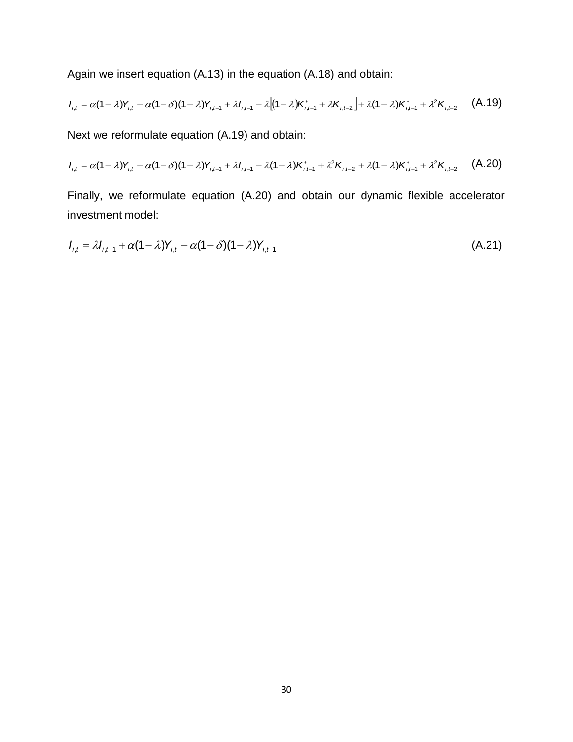Again we insert equation (A.13) in the equation (A.18) and obtain:

$$I_{i,t} = \alpha(1-\lambda)Y_{i,t} - \alpha(1-\delta)(1-\lambda)Y_{i,t-1} + \lambda I_{i,t-1} - \lambda\left[(1-\lambda)K^{*}_{i,t-1} + \lambda K_{i,t-2}\right] + \lambda(1-\lambda)K^{*}_{i,t-1} + \lambda^{2}K_{i,t-2} \quad \text{(A.19)}$$

Next we reformulate equation (A.19) and obtain:

$$I_{i,t} = \alpha(1-\lambda)Y_{i,t} - \alpha(1-\delta)(1-\lambda)Y_{i,t-1} + \lambda I_{i,t-1} - \lambda(1-\lambda)K^{*}_{i,t-1} + \lambda^{2}K_{i,t-2} + \lambda(1-\lambda)K^{*}_{i,t-1} + \lambda^{2}K_{i,t-2} \quad \text{(A.20)}$$

Finally, we reformulate equation (A.20) and obtain our dynamic flexible accelerator investment model:

$$I_{i,t} = \lambda I_{i,t-1} + \alpha(1-\lambda)Y_{i,t} - \alpha(1-\delta)(1-\lambda)Y_{i,t-1} \quad \text{(A.21)}$$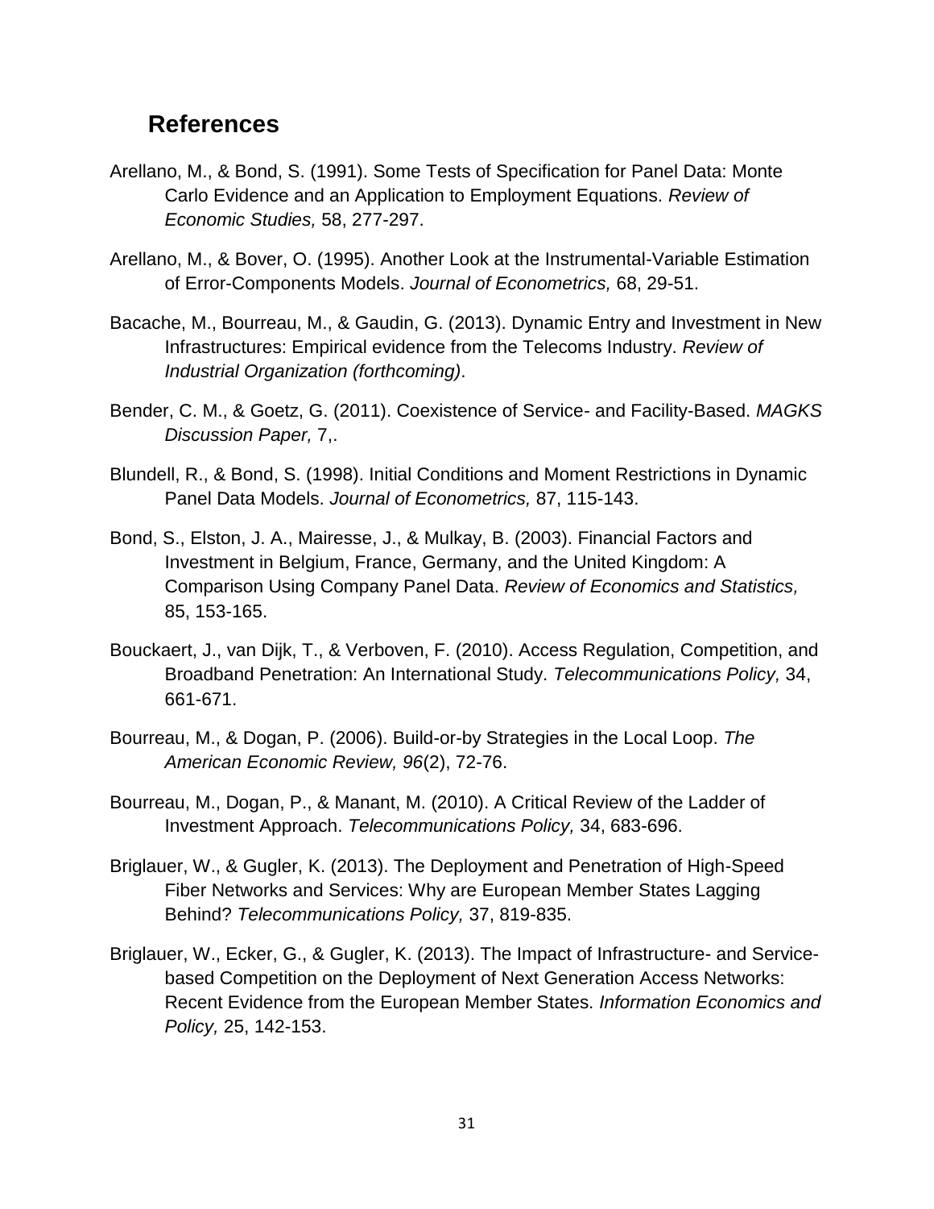## References

Arellano, M., & Bond, S. (1991). Some Tests of Specification for Panel Data: Monte Carlo Evidence and an Application to Employment Equations. *Review of Economic Studies,* 58, 277-297.

Arellano, M., & Bover, O. (1995). Another Look at the Instrumental-Variable Estimation of Error-Components Models. *Journal of Econometrics,* 68, 29-51.

Bacache, M., Bourreau, M., & Gaudin, G. (2013). Dynamic Entry and Investment in New Infrastructures: Empirical evidence from the Telecoms Industry. *Review of Industrial Organization (forthcoming)*.

Bender, C. M., & Goetz, G. (2011). Coexistence of Service- and Facility-Based. *MAGKS Discussion Paper,* 7,.

Blundell, R., & Bond, S. (1998). Initial Conditions and Moment Restrictions in Dynamic Panel Data Models. *Journal of Econometrics,* 87, 115-143.

Bond, S., Elston, J. A., Mairesse, J., & Mulkay, B. (2003). Financial Factors and Investment in Belgium, France, Germany, and the United Kingdom: A Comparison Using Company Panel Data. *Review of Economics and Statistics,* 85, 153-165.

Bouckaert, J., van Dijk, T., & Verboven, F. (2010). Access Regulation, Competition, and Broadband Penetration: An International Study. *Telecommunications Policy,* 34, 661-671.

Bourreau, M., & Dogan, P. (2006). Build-or-by Strategies in the Local Loop. *The American Economic Review, 96*(2), 72-76.

Bourreau, M., Dogan, P., & Manant, M. (2010). A Critical Review of the Ladder of Investment Approach. *Telecommunications Policy,* 34, 683-696.

Briglauer, W., & Gugler, K. (2013). The Deployment and Penetration of High-Speed Fiber Networks and Services: Why are European Member States Lagging Behind? *Telecommunications Policy,* 37, 819-835.

Briglauer, W., Ecker, G., & Gugler, K. (2013). The Impact of Infrastructure- and Service-based Competition on the Deployment of Next Generation Access Networks: Recent Evidence from the European Member States. *Information Economics and Policy,* 25, 142-153.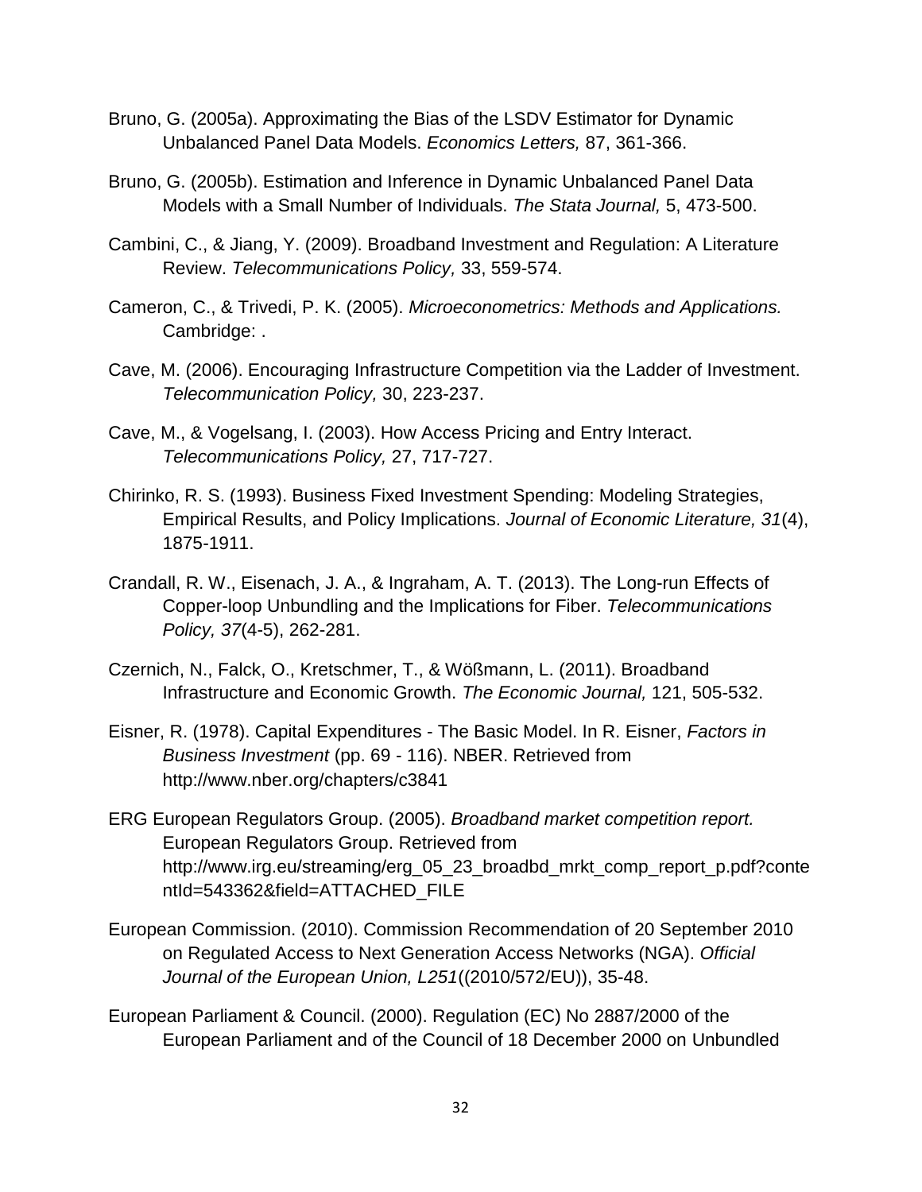Bruno, G. (2005a). Approximating the Bias of the LSDV Estimator for Dynamic Unbalanced Panel Data Models. *Economics Letters,* 87, 361-366.

Bruno, G. (2005b). Estimation and Inference in Dynamic Unbalanced Panel Data Models with a Small Number of Individuals. *The Stata Journal,* 5, 473-500.

Cambini, C., & Jiang, Y. (2009). Broadband Investment and Regulation: A Literature Review. *Telecommunications Policy,* 33, 559-574.

Cameron, C., & Trivedi, P. K. (2005). *Microeconometrics: Methods and Applications.* Cambridge: .

Cave, M. (2006). Encouraging Infrastructure Competition via the Ladder of Investment. *Telecommunication Policy,* 30, 223-237.

Cave, M., & Vogelsang, I. (2003). How Access Pricing and Entry Interact. *Telecommunications Policy,* 27, 717-727.

Chirinko, R. S. (1993). Business Fixed Investment Spending: Modeling Strategies, Empirical Results, and Policy Implications. *Journal of Economic Literature, 31*(4), 1875-1911.

Crandall, R. W., Eisenach, J. A., & Ingraham, A. T. (2013). The Long-run Effects of Copper-loop Unbundling and the Implications for Fiber. *Telecommunications Policy, 37*(4-5), 262-281.

Czernich, N., Falck, O., Kretschmer, T., & Wößmann, L. (2011). Broadband Infrastructure and Economic Growth. *The Economic Journal,* 121, 505-532.

Eisner, R. (1978). Capital Expenditures - The Basic Model. In R. Eisner, *Factors in Business Investment* (pp. 69 - 116). NBER. Retrieved from http://www.nber.org/chapters/c3841

ERG European Regulators Group. (2005). *Broadband market competition report.* European Regulators Group. Retrieved from http://www.irg.eu/streaming/erg_05_23_broadbd_mrkt_comp_report_p.pdf?contentId=543362&field=ATTACHED_FILE

European Commission. (2010). Commission Recommendation of 20 September 2010 on Regulated Access to Next Generation Access Networks (NGA). *Official Journal of the European Union, L251*((2010/572/EU)), 35-48.

European Parliament & Council. (2000). Regulation (EC) No 2887/2000 of the European Parliament and of the Council of 18 December 2000 on Unbundled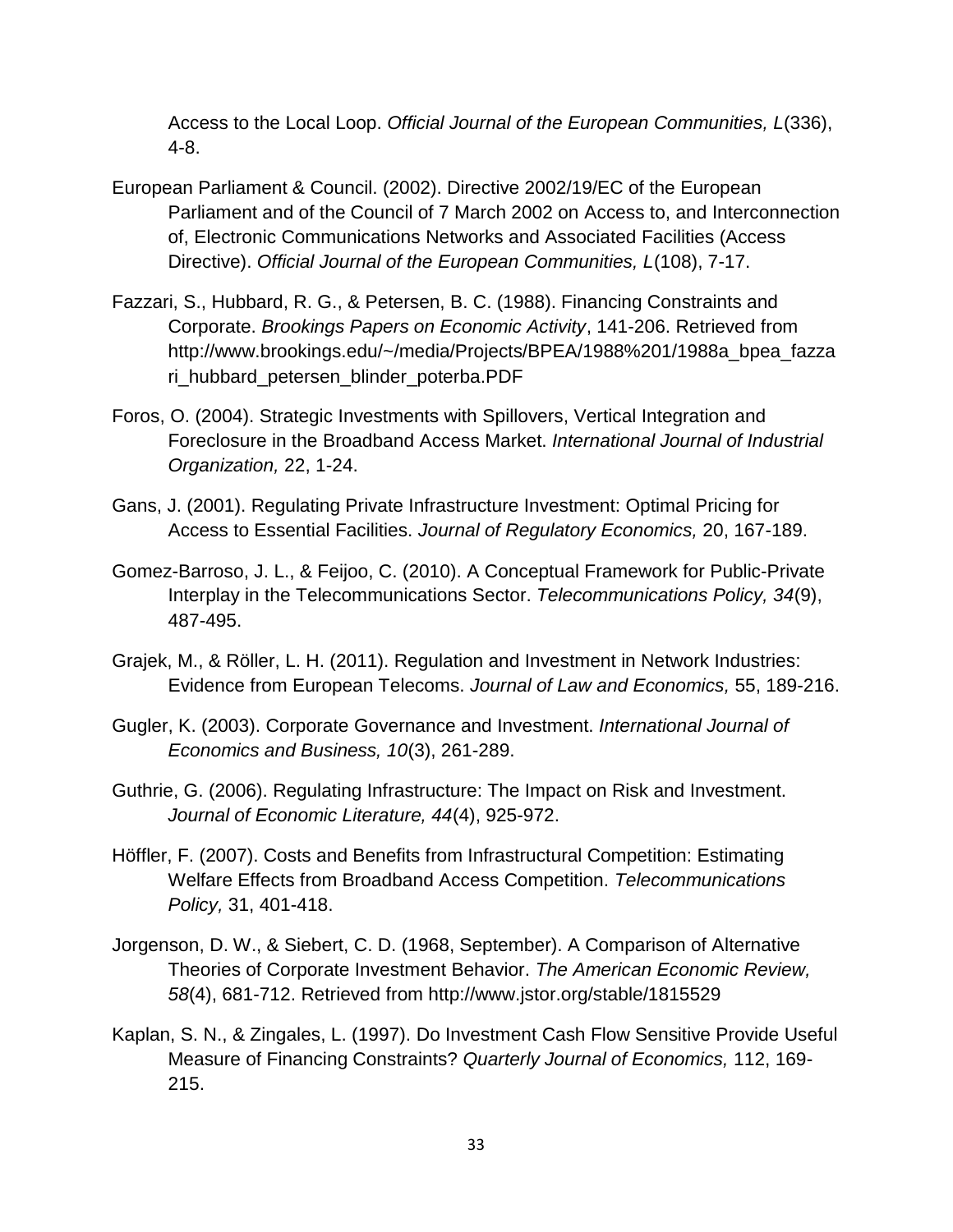Access to the Local Loop. *Official Journal of the European Communities, L*(336), 4-8.

European Parliament & Council. (2002). Directive 2002/19/EC of the European Parliament and of the Council of 7 March 2002 on Access to, and Interconnection of, Electronic Communications Networks and Associated Facilities (Access Directive). *Official Journal of the European Communities, L*(108), 7-17.

Fazzari, S., Hubbard, R. G., & Petersen, B. C. (1988). Financing Constraints and Corporate. *Brookings Papers on Economic Activity*, 141-206. Retrieved from http://www.brookings.edu/~/media/Projects/BPEA/1988%201/1988a_bpea_fazzari_hubbard_petersen_blinder_poterba.PDF

Foros, O. (2004). Strategic Investments with Spillovers, Vertical Integration and Foreclosure in the Broadband Access Market. *International Journal of Industrial Organization,* 22, 1-24.

Gans, J. (2001). Regulating Private Infrastructure Investment: Optimal Pricing for Access to Essential Facilities. *Journal of Regulatory Economics,* 20, 167-189.

Gomez-Barroso, J. L., & Feijoo, C. (2010). A Conceptual Framework for Public-Private Interplay in the Telecommunications Sector. *Telecommunications Policy, 34*(9), 487-495.

Grajek, M., & Röller, L. H. (2011). Regulation and Investment in Network Industries: Evidence from European Telecoms. *Journal of Law and Economics,* 55, 189-216.

Gugler, K. (2003). Corporate Governance and Investment. *International Journal of Economics and Business, 10*(3), 261-289.

Guthrie, G. (2006). Regulating Infrastructure: The Impact on Risk and Investment. *Journal of Economic Literature, 44*(4), 925-972.

Höffler, F. (2007). Costs and Benefits from Infrastructural Competition: Estimating Welfare Effects from Broadband Access Competition. *Telecommunications Policy,* 31, 401-418.

Jorgenson, D. W., & Siebert, C. D. (1968, September). A Comparison of Alternative Theories of Corporate Investment Behavior. *The American Economic Review, 58*(4), 681-712. Retrieved from http://www.jstor.org/stable/1815529

Kaplan, S. N., & Zingales, L. (1997). Do Investment Cash Flow Sensitive Provide Useful Measure of Financing Constraints? *Quarterly Journal of Economics,* 112, 169-215.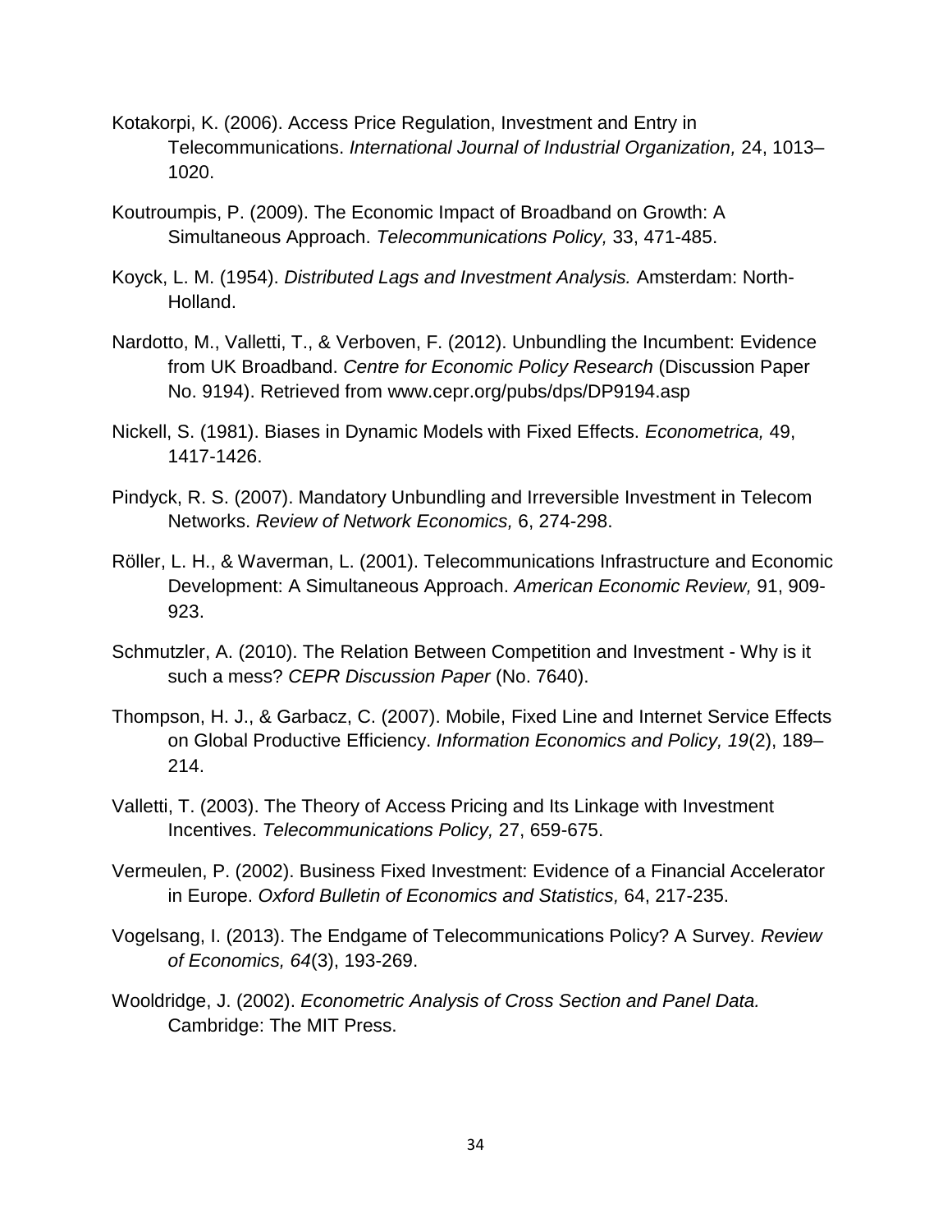Kotakorpi, K. (2006). Access Price Regulation, Investment and Entry in Telecommunications. *International Journal of Industrial Organization,* 24, 1013–1020.

Koutroumpis, P. (2009). The Economic Impact of Broadband on Growth: A Simultaneous Approach. *Telecommunications Policy,* 33, 471-485.

Koyck, L. M. (1954). *Distributed Lags and Investment Analysis.* Amsterdam: North-Holland.

Nardotto, M., Valletti, T., & Verboven, F. (2012). Unbundling the Incumbent: Evidence from UK Broadband. *Centre for Economic Policy Research* (Discussion Paper No. 9194). Retrieved from www.cepr.org/pubs/dps/DP9194.asp

Nickell, S. (1981). Biases in Dynamic Models with Fixed Effects. *Econometrica,* 49, 1417-1426.

Pindyck, R. S. (2007). Mandatory Unbundling and Irreversible Investment in Telecom Networks. *Review of Network Economics,* 6, 274-298.

Röller, L. H., & Waverman, L. (2001). Telecommunications Infrastructure and Economic Development: A Simultaneous Approach. *American Economic Review,* 91, 909-923.

Schmutzler, A. (2010). The Relation Between Competition and Investment - Why is it such a mess? *CEPR Discussion Paper* (No. 7640).

Thompson, H. J., & Garbacz, C. (2007). Mobile, Fixed Line and Internet Service Effects on Global Productive Efficiency. *Information Economics and Policy, 19*(2), 189–214.

Valletti, T. (2003). The Theory of Access Pricing and Its Linkage with Investment Incentives. *Telecommunications Policy,* 27, 659-675.

Vermeulen, P. (2002). Business Fixed Investment: Evidence of a Financial Accelerator in Europe. *Oxford Bulletin of Economics and Statistics,* 64, 217-235.

Vogelsang, I. (2013). The Endgame of Telecommunications Policy? A Survey. *Review of Economics, 64*(3), 193-269.

Wooldridge, J. (2002). *Econometric Analysis of Cross Section and Panel Data.* Cambridge: The MIT Press.